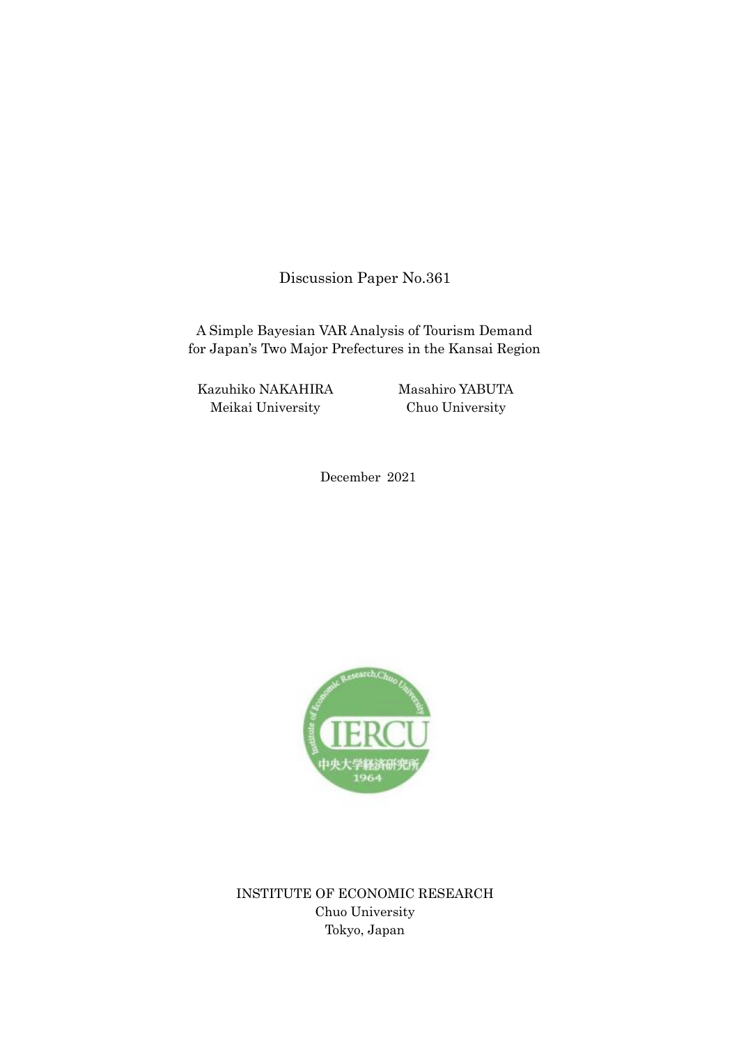Discussion Paper No.361

# A Simple Bayesian VAR Analysis of Tourism Demand for Japan's Two Major Prefectures in the Kansai Region

Kazuhiko NAKAHIRA
Meikai University

Masahiro YABUTA
Chuo University

December 2021

INSTITUTE OF ECONOMIC RESEARCH
Chuo University
Tokyo, Japan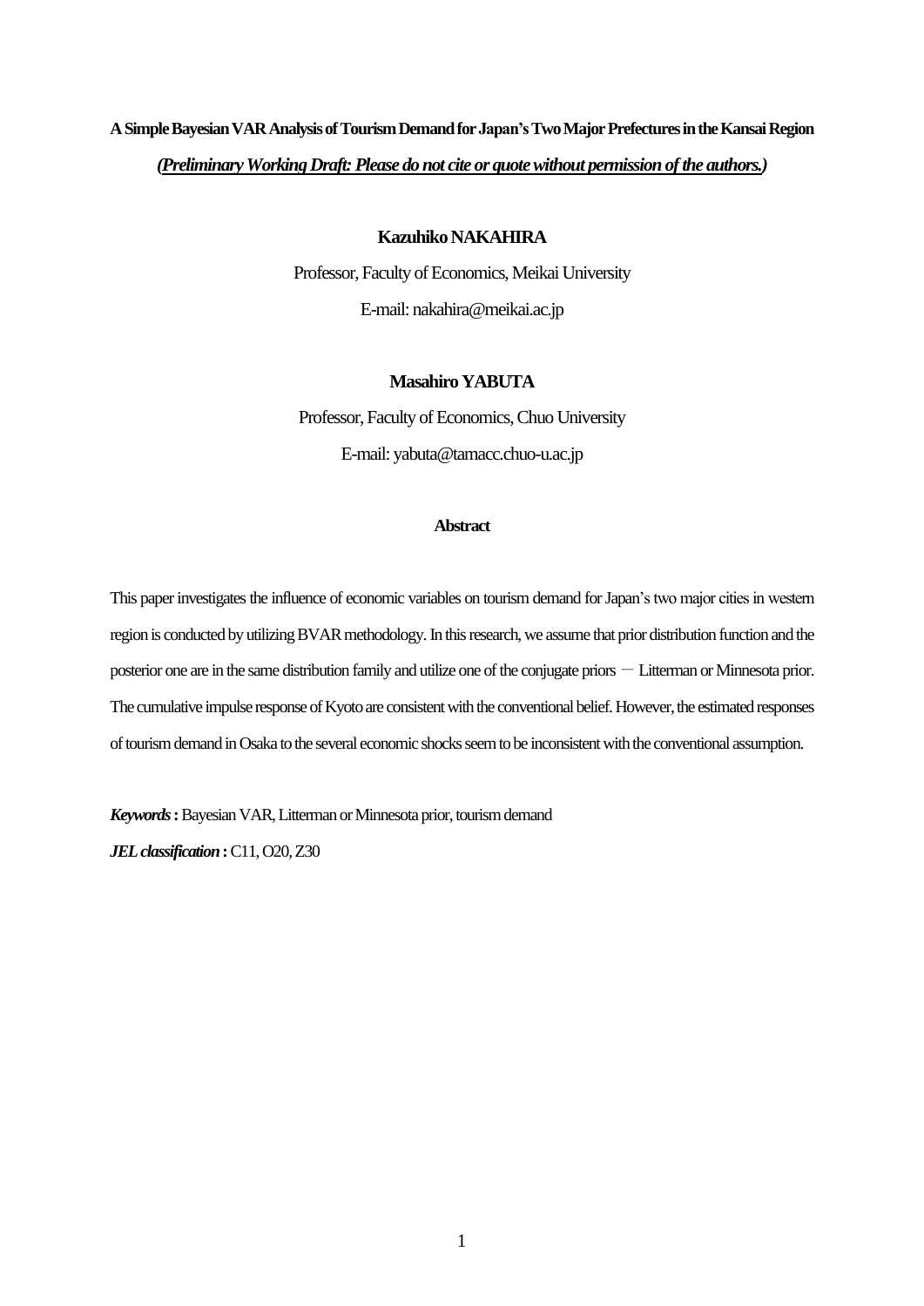**A Simple Bayesian VAR Analysis of Tourism Demand for Japan's Two Major Prefectures in the Kansai Region**

***(Preliminary Working Draft: Please do not cite or quote without permission of the authors.)***

**Kazuhiko NAKAHIRA**

Professor, Faculty of Economics, Meikai University

E-mail: nakahira@meikai.ac.jp

**Masahiro YABUTA**

Professor, Faculty of Economics, Chuo University

E-mail: yabuta@tamacc.chuo-u.ac.jp

**Abstract**

This paper investigates the influence of economic variables on tourism demand for Japan's two major cities in western region is conducted by utilizing BVAR methodology. In this research, we assume that prior distribution function and the posterior one are in the same distribution family and utilize one of the conjugate priors － Litterman or Minnesota prior. The cumulative impulse response of Kyoto are consistent with the conventional belief. However, the estimated responses of tourism demand in Osaka to the several economic shocks seem to be inconsistent with the conventional assumption.

***Keywords*** **:** Bayesian VAR, Litterman or Minnesota prior, tourism demand

***JEL classification*** **:** C11, O20, Z30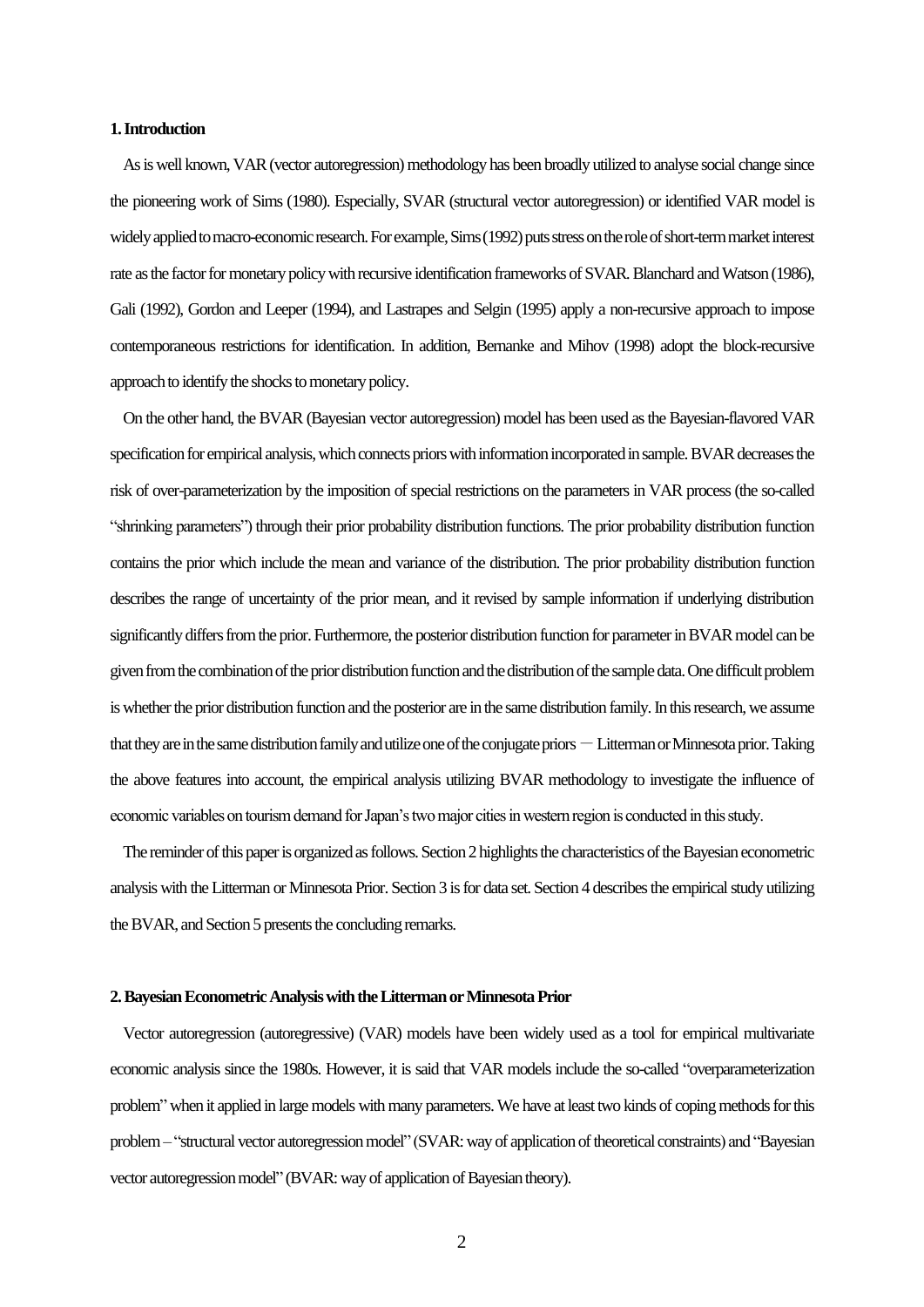**1. Introduction**

As is well known, VAR (vector autoregression) methodology has been broadly utilized to analyse social change since the pioneering work of Sims (1980). Especially, SVAR (structural vector autoregression) or identified VAR model is widely applied to macro-economic research. For example, Sims (1992) puts stress on the role of short-term market interest rate as the factor for monetary policy with recursive identification frameworks of SVAR. Blanchard and Watson (1986), Gali (1992), Gordon and Leeper (1994), and Lastrapes and Selgin (1995) apply a non-recursive approach to impose contemporaneous restrictions for identification. In addition, Bernanke and Mihov (1998) adopt the block-recursive approach to identify the shocks to monetary policy.

On the other hand, the BVAR (Bayesian vector autoregression) model has been used as the Bayesian-flavored VAR specification for empirical analysis, which connects priors with information incorporated in sample. BVAR decreases the risk of over-parameterization by the imposition of special restrictions on the parameters in VAR process (the so-called "shrinking parameters") through their prior probability distribution functions. The prior probability distribution function contains the prior which include the mean and variance of the distribution. The prior probability distribution function describes the range of uncertainty of the prior mean, and it revised by sample information if underlying distribution significantly differs from the prior. Furthermore, the posterior distribution function for parameter in BVAR model can be given from the combination of the prior distribution function and the distribution of the sample data. One difficult problem is whether the prior distribution function and the posterior are in the same distribution family. In this research, we assume that they are in the same distribution family and utilize one of the conjugate priors － Litterman or Minnesota prior. Taking the above features into account, the empirical analysis utilizing BVAR methodology to investigate the influence of economic variables on tourism demand for Japan's two major cities in western region is conducted in this study.

The reminder of this paper is organized as follows. Section 2 highlights the characteristics of the Bayesian econometric analysis with the Litterman or Minnesota Prior. Section 3 is for data set. Section 4 describes the empirical study utilizing the BVAR, and Section 5 presents the concluding remarks.

**2. Bayesian Econometric Analysis with the Litterman or Minnesota Prior**

Vector autoregression (autoregressive) (VAR) models have been widely used as a tool for empirical multivariate economic analysis since the 1980s. However, it is said that VAR models include the so-called "overparameterization problem" when it applied in large models with many parameters. We have at least two kinds of coping methods for this problem – "structural vector autoregression model" (SVAR: way of application of theoretical constraints) and "Bayesian vector autoregression model" (BVAR: way of application of Bayesian theory).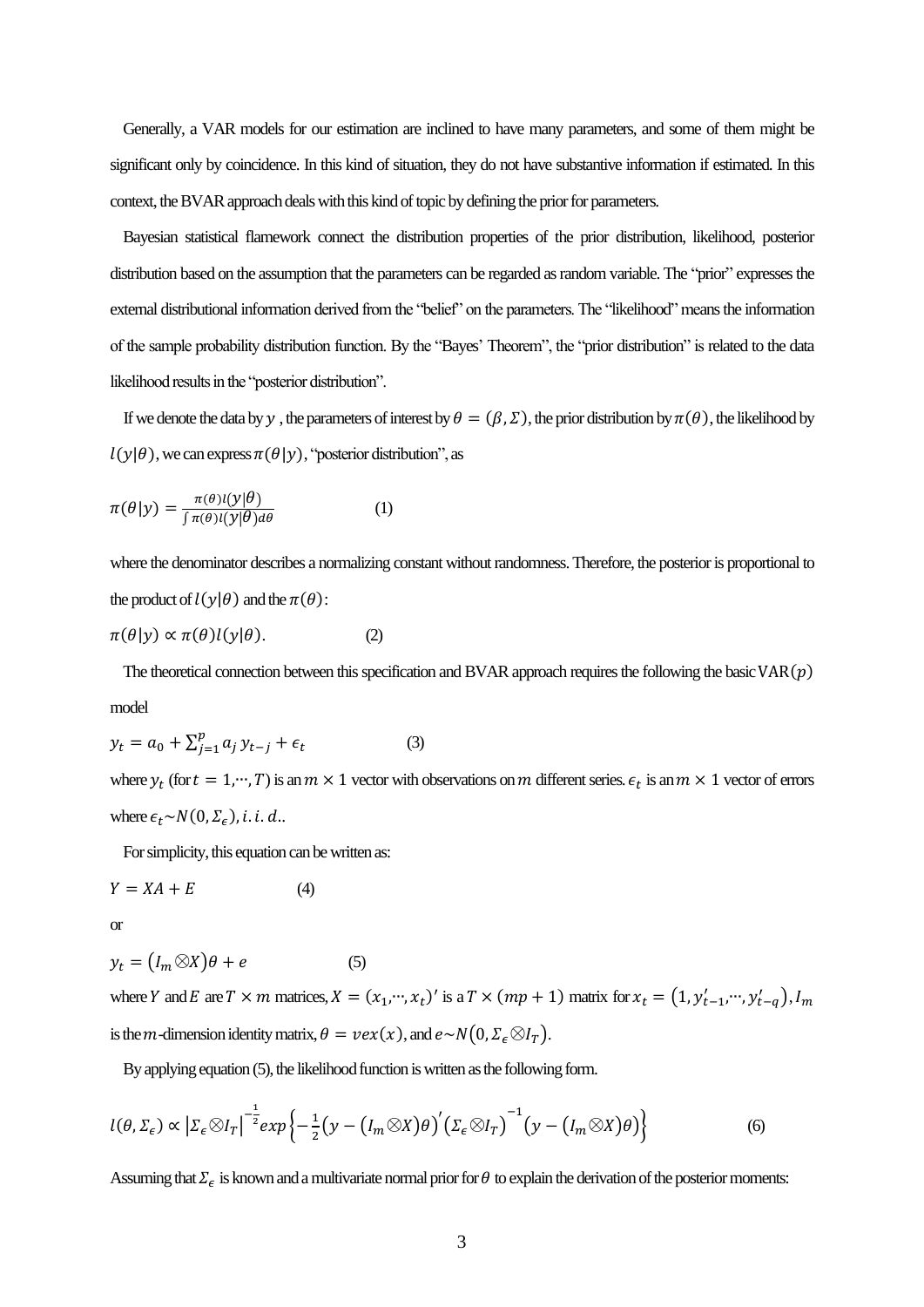Generally, a VAR models for our estimation are inclined to have many parameters, and some of them might be significant only by coincidence. In this kind of situation, they do not have substantive information if estimated. In this context, the BVAR approach deals with this kind of topic by defining the prior for parameters.

Bayesian statistical flamework connect the distribution properties of the prior distribution, likelihood, posterior distribution based on the assumption that the parameters can be regarded as random variable. The "prior" expresses the external distributional information derived from the "belief" on the parameters. The "likelihood" means the information of the sample probability distribution function. By the "Bayes' Theorem", the "prior distribution" is related to the data likelihood results in the "posterior distribution".

If we denote the data by $y$ , the parameters of interest by $\theta = (\beta, \Sigma)$, the prior distribution by $\pi(\theta)$, the likelihood by $l(y|\theta)$, we can express $\pi(\theta|y)$, "posterior distribution", as

$$\pi(\theta|y) = \frac{\pi(\theta)l(y|\theta)}{\int \pi(\theta)l(y|\theta)d\theta} \qquad (1)$$

where the denominator describes a normalizing constant without randomness. Therefore, the posterior is proportional to the product of $l(y|\theta)$ and the $\pi(\theta)$:

$$\pi(\theta|y) \propto \pi(\theta)l(y|\theta). \qquad (2)$$

The theoretical connection between this specification and BVAR approach requires the following the basic VAR$(p)$ model

$$y_t = a_0 + \sum_{j=1}^{p} a_j\, y_{t-j} + \epsilon_t \qquad (3)$$

where $y_t$ (for $t = 1,\cdots,T$) is an $m \times 1$ vector with observations on $m$ different series. $\epsilon_t$ is an $m \times 1$ vector of errors where $\epsilon_t \sim N(0, \Sigma_\epsilon), i.i.d.$.

For simplicity, this equation can be written as:

$$Y = XA + E \qquad (4)$$

or

$$y_t = (I_m \otimes X)\theta + e \qquad (5)$$

where $Y$ and $E$ are $T \times m$ matrices, $X = (x_1,\cdots,x_t)'$ is a $T \times (mp + 1)$ matrix for $x_t = (1, y'_{t-1},\cdots,y'_{t-q})$, $I_m$ is the $m$-dimension identity matrix, $\theta = vex(x)$, and $e \sim N(0, \Sigma_\epsilon \otimes I_T)$.

By applying equation (5), the likelihood function is written as the following form.

$$l(\theta, \Sigma_\epsilon) \propto |\Sigma_\epsilon \otimes I_T|^{-\frac{1}{2}} exp\left\{-\frac{1}{2}\left(y - (I_m \otimes X)\theta\right)'\left(\Sigma_\epsilon \otimes I_T\right)^{-1}\left(y - (I_m \otimes X)\theta\right)\right\} \qquad (6)$$

Assuming that $\Sigma_\epsilon$ is known and a multivariate normal prior for $\theta$ to explain the derivation of the posterior moments: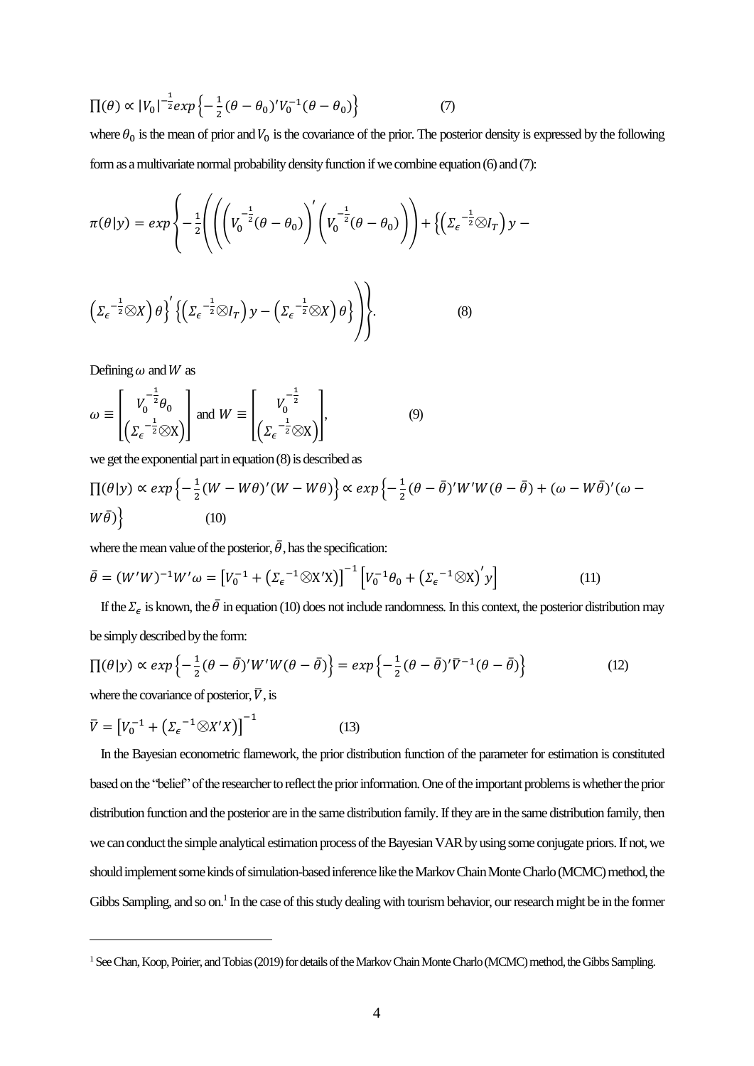$$\prod(\theta) \propto |V_0|^{-\frac{1}{2}} exp\left\{-\frac{1}{2}(\theta-\theta_0)' V_0^{-1}(\theta-\theta_0)\right\} \qquad (7)$$

where $\theta_0$ is the mean of prior and $V_0$ is the covariance of the prior. The posterior density is expressed by the following form as a multivariate normal probability density function if we combine equation (6) and (7):

$$\pi(\theta|y) = exp\left\{-\frac{1}{2}\left(\left(\left(V_0^{-\frac{1}{2}}(\theta-\theta_0)\right)'\left(V_0^{-\frac{1}{2}}(\theta-\theta_0)\right)\right) + \left\{\left(\Sigma_\epsilon^{-\frac{1}{2}} \otimes I_T\right) y - \left(\Sigma_\epsilon^{-\frac{1}{2}} \otimes X\right)\theta\right\}'\left\{\left(\Sigma_\epsilon^{-\frac{1}{2}} \otimes I_T\right) y - \left(\Sigma_\epsilon^{-\frac{1}{2}} \otimes X\right)\theta\right\}\right)\right\}. \qquad (8)$$

Defining $\omega$ and $W$ as

$$\omega \equiv \begin{bmatrix} V_0^{-\frac{1}{2}}\theta_0 \\ \left(\Sigma_\epsilon^{-\frac{1}{2}} \otimes \mathrm{X}\right) \end{bmatrix} \text{ and } W \equiv \begin{bmatrix} V_0^{-\frac{1}{2}} \\ \left(\Sigma_\epsilon^{-\frac{1}{2}} \otimes \mathrm{X}\right) \end{bmatrix}, \qquad (9)$$

we get the exponential part in equation (8) is described as

$$\prod(\theta|y) \propto exp\left\{-\frac{1}{2}(W - W\theta)'(W - W\theta)\right\} \propto exp\left\{-\frac{1}{2}(\theta-\bar{\theta})' W' W(\theta-\bar{\theta}) + (\omega - W\bar{\theta})'(\omega - W\bar{\theta})\right\} \qquad (10)$$

where the mean value of the posterior, $\bar{\theta}$, has the specification:

$$\bar{\theta} = (W'W)^{-1} W'\omega = \left[V_0^{-1} + \left(\Sigma_\epsilon^{-1} \otimes \mathrm{X}'\mathrm{X}\right)\right]^{-1}\left[V_0^{-1}\theta_0 + \left(\Sigma_\epsilon^{-1} \otimes \mathrm{X}\right)' y\right] \qquad (11)$$

If the $\Sigma_\epsilon$ is known, the $\bar{\theta}$ in equation (10) does not include randomness. In this context, the posterior distribution may be simply described by the form:

$$\prod(\theta|y) \propto exp\left\{-\frac{1}{2}(\theta-\bar{\theta})' W' W(\theta-\bar{\theta})\right\} = exp\left\{-\frac{1}{2}(\theta-\bar{\theta})'\bar{V}^{-1}(\theta-\bar{\theta})\right\} \qquad (12)$$

where the covariance of posterior, $\bar{V}$, is

$$\bar{V} = \left[V_0^{-1} + \left(\Sigma_\epsilon^{-1} \otimes X'X\right)\right]^{-1} \qquad (13)$$

In the Bayesian econometric flamework, the prior distribution function of the parameter for estimation is constituted based on the "belief" of the researcher to reflect the prior information. One of the important problems is whether the prior distribution function and the posterior are in the same distribution family. If they are in the same distribution family, then we can conduct the simple analytical estimation process of the Bayesian VAR by using some conjugate priors. If not, we should implement some kinds of simulation-based inference like the Markov Chain Monte Charlo (MCMC) method, the Gibbs Sampling, and so on.[1] In the case of this study dealing with tourism behavior, our research might be in the former

[1] See Chan, Koop, Poirier, and Tobias (2019) for details of the Markov Chain Monte Charlo (MCMC) method, the Gibbs Sampling.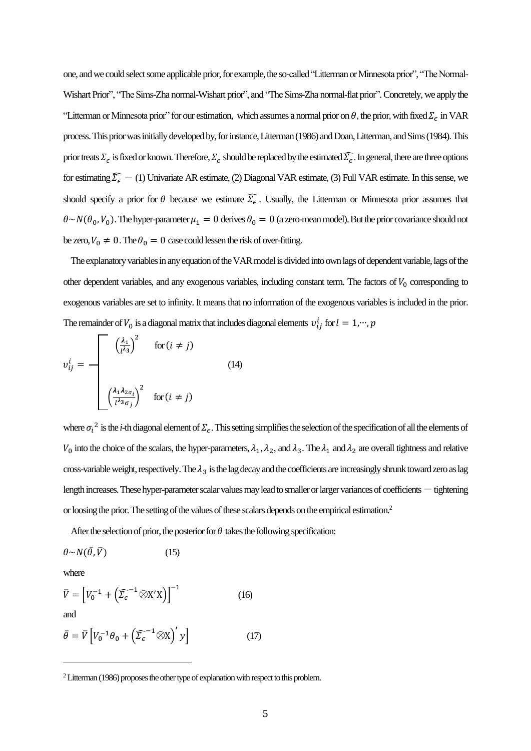one, and we could select some applicable prior, for example, the so-called "Litterman or Minnesota prior", "The Normal-Wishart Prior", "The Sims-Zha normal-Wishart prior", and "The Sims-Zha normal-flat prior". Concretely, we apply the "Litterman or Minnesota prior" for our estimation, which assumes a normal prior on $\theta$, the prior, with fixed $\Sigma_\epsilon$ in VAR process. This prior was initially developed by, for instance, Litterman (1986) and Doan, Litterman, and Sims (1984). This prior treats $\Sigma_\epsilon$ is fixed or known. Therefore, $\Sigma_\epsilon$ should be replaced by the estimated $\widehat{\Sigma_\epsilon}$. In general, there are three options for estimating $\widehat{\Sigma_\epsilon}$ — (1) Univariate AR estimate, (2) Diagonal VAR estimate, (3) Full VAR estimate. In this sense, we should specify a prior for $\theta$ because we estimate $\widehat{\Sigma_\epsilon}$. Usually, the Litterman or Minnesota prior assumes that $\theta \sim N(\theta_0, V_0)$. The hyper-parameter $\mu_1 = 0$ derives $\theta_0 = 0$ (a zero-mean model). But the prior covariance should not be zero, $V_0 \neq 0$. The $\theta_0 = 0$ case could lessen the risk of over-fitting.

The explanatory variables in any equation of the VAR model is divided into own lags of dependent variable, lags of the other dependent variables, and any exogenous variables, including constant term. The factors of $V_0$ corresponding to exogenous variables are set to infinity. It means that no information of the exogenous variables is included in the prior. The remainder of $V_0$ is a diagonal matrix that includes diagonal elements $v_{ij}^i$ for $l = 1, \cdots, p$

$$
v_{ij}^i = \begin{cases} \left(\frac{\lambda_1}{l^{\lambda_3}}\right)^2 & \text{for } (i \neq j) \\ \left(\frac{\lambda_1 \lambda_{2\sigma_i}}{l^{\lambda_3}\sigma_j}\right)^2 & \text{for } (i \neq j) \end{cases} \qquad (14)
$$

where $\sigma_i^2$ is the *i*-th diagonal element of $\Sigma_\epsilon$. This setting simplifies the selection of the specification of all the elements of $V_0$ into the choice of the scalars, the hyper-parameters, $\lambda_1, \lambda_2$, and $\lambda_3$. The $\lambda_1$ and $\lambda_2$ are overall tightness and relative cross-variable weight, respectively. The $\lambda_3$ is the lag decay and the coefficients are increasingly shrunk toward zero as lag length increases. These hyper-parameter scalar values may lead to smaller or larger variances of coefficients — tightening or loosing the prior. The setting of the values of these scalars depends on the empirical estimation.[2]

After the selection of prior, the posterior for $\theta$ takes the following specification:

$$\theta \sim N(\bar{\theta}, \bar{V}) \qquad (15)$$

where

$$\bar{V} = \left[V_0^{-1} + \left(\widehat{\Sigma_\epsilon}^{-1} \otimes \mathrm{X}'\mathrm{X}\right)\right]^{-1} \qquad (16)$$

and

$$\bar{\theta} = \bar{V}\left[V_0^{-1}\theta_0 + \left(\widehat{\Sigma_\epsilon}^{-1} \otimes \mathrm{X}\right)' y\right] \qquad (17)$$

---

[2] Litterman (1986) proposes the other type of explanation with respect to this problem.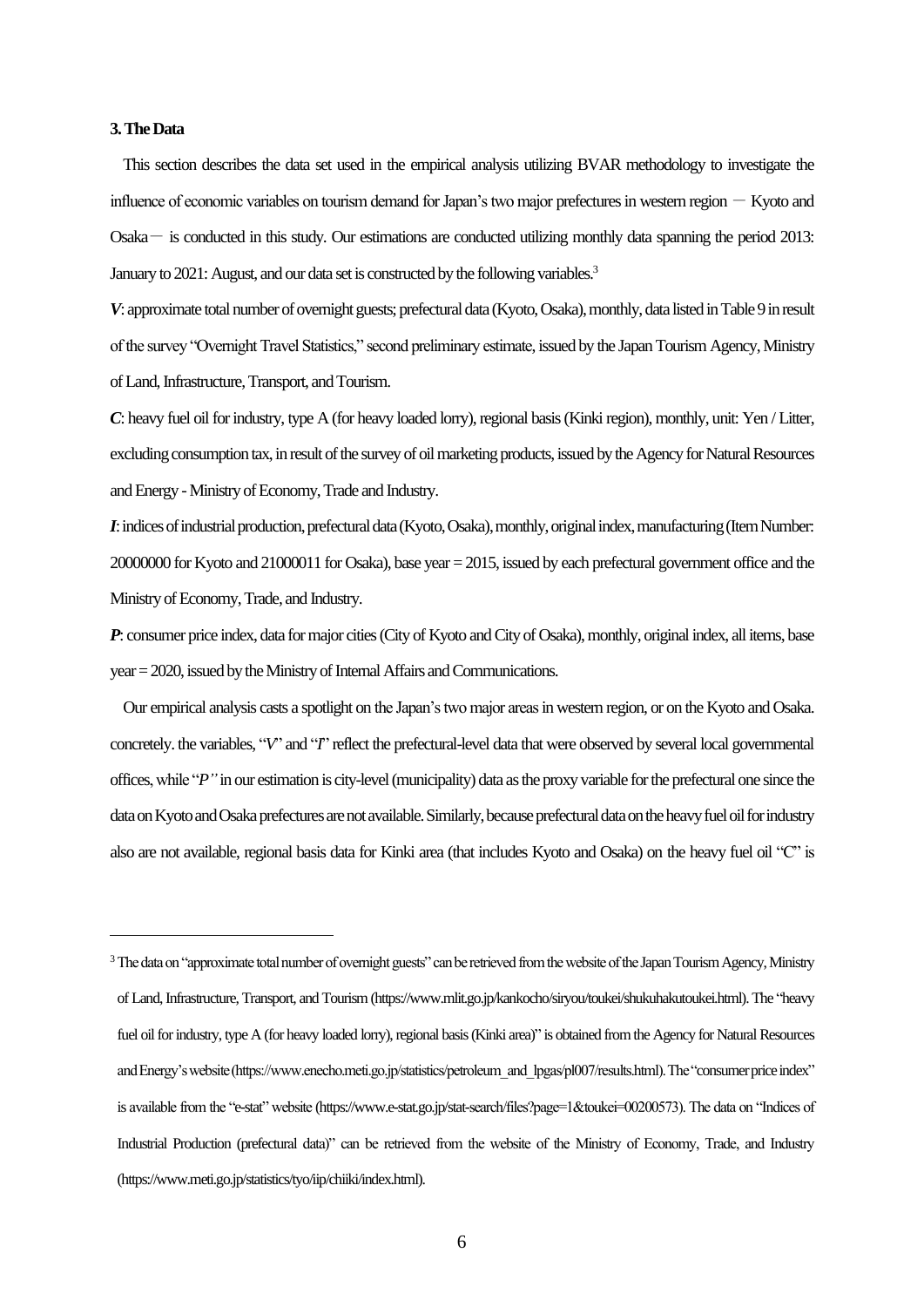### 3. The Data

This section describes the data set used in the empirical analysis utilizing BVAR methodology to investigate the influence of economic variables on tourism demand for Japan's two major prefectures in western region — Kyoto and Osaka— is conducted in this study. Our estimations are conducted utilizing monthly data spanning the period 2013: January to 2021: August, and our data set is constructed by the following variables.[3]

***V***: approximate total number of overnight guests; prefectural data (Kyoto, Osaka), monthly, data listed in Table 9 in result of the survey "Overnight Travel Statistics," second preliminary estimate, issued by the Japan Tourism Agency, Ministry of Land, Infrastructure, Transport, and Tourism.

***C***: heavy fuel oil for industry, type A (for heavy loaded lorry), regional basis (Kinki region), monthly, unit: Yen / Litter, excluding consumption tax, in result of the survey of oil marketing products, issued by the Agency for Natural Resources and Energy - Ministry of Economy, Trade and Industry.

***I***: indices of industrial production, prefectural data (Kyoto, Osaka), monthly, original index, manufacturing (Item Number: 20000000 for Kyoto and 21000011 for Osaka), base year = 2015, issued by each prefectural government office and the Ministry of Economy, Trade, and Industry.

***P***: consumer price index, data for major cities (City of Kyoto and City of Osaka), monthly, original index, all items, base year = 2020, issued by the Ministry of Internal Affairs and Communications.

Our empirical analysis casts a spotlight on the Japan's two major areas in western region, or on the Kyoto and Osaka. concretely. the variables, "*V*" and "*I*" reflect the prefectural-level data that were observed by several local governmental offices, while "*P"* in our estimation is city-level (municipality) data as the proxy variable for the prefectural one since the data on Kyoto and Osaka prefectures are not available. Similarly, because prefectural data on the heavy fuel oil for industry also are not available, regional basis data for Kinki area (that includes Kyoto and Osaka) on the heavy fuel oil "C" is

---

[3] The data on "approximate total number of overnight guests" can be retrieved from the website of the Japan Tourism Agency, Ministry of Land, Infrastructure, Transport, and Tourism (https://www.mlit.go.jp/kankocho/siryou/toukei/shukuhakutoukei.html). The "heavy fuel oil for industry, type A (for heavy loaded lorry), regional basis (Kinki area)" is obtained from the Agency for Natural Resources and Energy's website (https://www.enecho.meti.go.jp/statistics/petroleum_and_lpgas/pl007/results.html). The "consumer price index" is available from the "e-stat" website (https://www.e-stat.go.jp/stat-search/files?page=1&toukei=00200573). The data on "Indices of Industrial Production (prefectural data)" can be retrieved from the website of the Ministry of Economy, Trade, and Industry (https://www.meti.go.jp/statistics/tyo/iip/chiiki/index.html).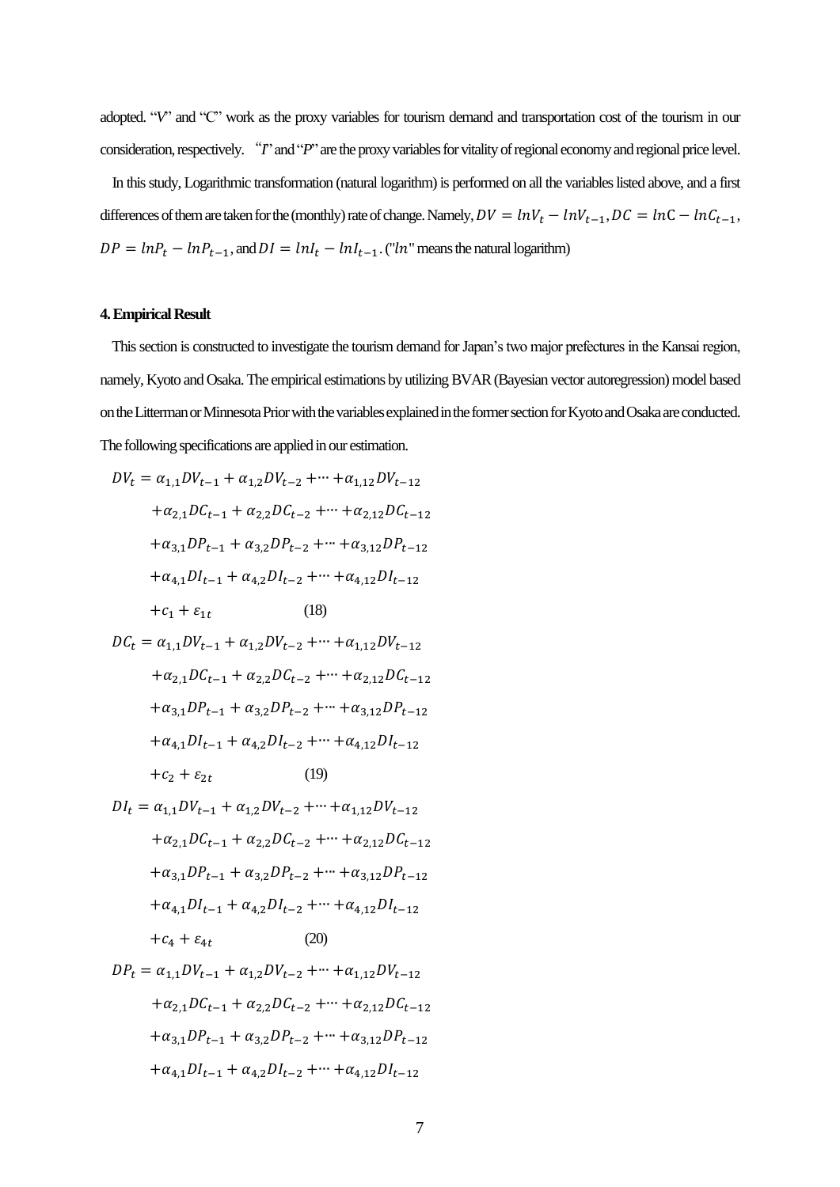adopted. "*V*" and "C" work as the proxy variables for tourism demand and transportation cost of the tourism in our consideration, respectively. "*I*" and "*P*" are the proxy variables for vitality of regional economy and regional price level.

In this study, Logarithmic transformation (natural logarithm) is performed on all the variables listed above, and a first differences of them are taken for the (monthly) rate of change. Namely, $DV = lnV_t - lnV_{t-1}, DC = ln\mathrm{C} - lnC_{t-1}$, $DP = lnP_t - lnP_{t-1}$, and $DI = lnI_t - lnI_{t-1}$. ("$ln$" means the natural logarithm)

### 4. Empirical Result

This section is constructed to investigate the tourism demand for Japan's two major prefectures in the Kansai region, namely, Kyoto and Osaka. The empirical estimations by utilizing BVAR (Bayesian vector autoregression) model based on the Litterman or Minnesota Prior with the variables explained in the former section for Kyoto and Osaka are conducted. The following specifications are applied in our estimation.

$$
\begin{aligned}
DV_t = {} & \alpha_{1,1}DV_{t-1} + \alpha_{1,2}DV_{t-2} + \cdots + \alpha_{1,12}DV_{t-12} \\
& + \alpha_{2,1}DC_{t-1} + \alpha_{2,2}DC_{t-2} + \cdots + \alpha_{2,12}DC_{t-12} \\
& + \alpha_{3,1}DP_{t-1} + \alpha_{3,2}DP_{t-2} + \cdots + \alpha_{3,12}DP_{t-12} \\
& + \alpha_{4,1}DI_{t-1} + \alpha_{4,2}DI_{t-2} + \cdots + \alpha_{4,12}DI_{t-12} \\
& + c_1 + \varepsilon_{1t} \qquad (18)
\end{aligned}
$$

$$
\begin{aligned}
DC_t = {} & \alpha_{1,1}DV_{t-1} + \alpha_{1,2}DV_{t-2} + \cdots + \alpha_{1,12}DV_{t-12} \\
& + \alpha_{2,1}DC_{t-1} + \alpha_{2,2}DC_{t-2} + \cdots + \alpha_{2,12}DC_{t-12} \\
& + \alpha_{3,1}DP_{t-1} + \alpha_{3,2}DP_{t-2} + \cdots + \alpha_{3,12}DP_{t-12} \\
& + \alpha_{4,1}DI_{t-1} + \alpha_{4,2}DI_{t-2} + \cdots + \alpha_{4,12}DI_{t-12} \\
& + c_2 + \varepsilon_{2t} \qquad (19)
\end{aligned}
$$

$$
\begin{aligned}
DI_t = {} & \alpha_{1,1}DV_{t-1} + \alpha_{1,2}DV_{t-2} + \cdots + \alpha_{1,12}DV_{t-12} \\
& + \alpha_{2,1}DC_{t-1} + \alpha_{2,2}DC_{t-2} + \cdots + \alpha_{2,12}DC_{t-12} \\
& + \alpha_{3,1}DP_{t-1} + \alpha_{3,2}DP_{t-2} + \cdots + \alpha_{3,12}DP_{t-12} \\
& + \alpha_{4,1}DI_{t-1} + \alpha_{4,2}DI_{t-2} + \cdots + \alpha_{4,12}DI_{t-12} \\
& + c_4 + \varepsilon_{4t} \qquad (20)
\end{aligned}
$$

$$
\begin{aligned}
DP_t = {} & \alpha_{1,1}DV_{t-1} + \alpha_{1,2}DV_{t-2} + \cdots + \alpha_{1,12}DV_{t-12} \\
& + \alpha_{2,1}DC_{t-1} + \alpha_{2,2}DC_{t-2} + \cdots + \alpha_{2,12}DC_{t-12} \\
& + \alpha_{3,1}DP_{t-1} + \alpha_{3,2}DP_{t-2} + \cdots + \alpha_{3,12}DP_{t-12} \\
& + \alpha_{4,1}DI_{t-1} + \alpha_{4,2}DI_{t-2} + \cdots + \alpha_{4,12}DI_{t-12}
\end{aligned}
$$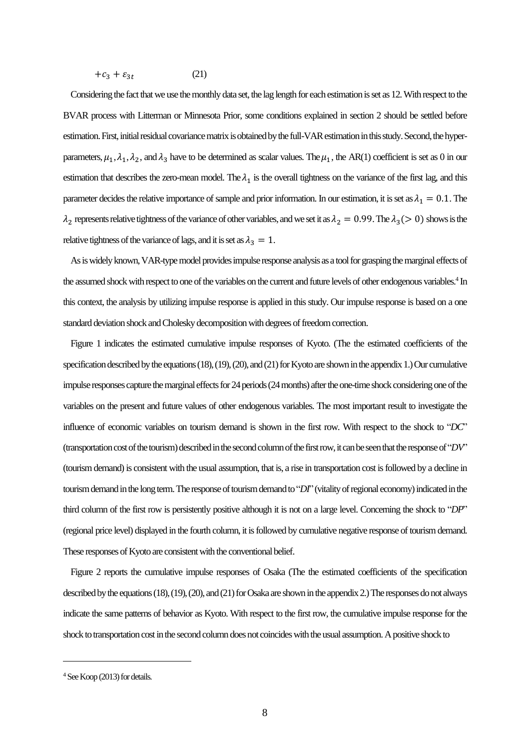$$+c_3 + \varepsilon_{3t} \qquad (21)$$

Considering the fact that we use the monthly data set, the lag length for each estimation is set as 12. With respect to the BVAR process with Litterman or Minnesota Prior, some conditions explained in section 2 should be settled before estimation. First, initial residual covariance matrix is obtained by the full-VAR estimation in this study. Second, the hyper-parameters, $\mu_1, \lambda_1, \lambda_2$, and $\lambda_3$ have to be determined as scalar values. The $\mu_1$, the AR(1) coefficient is set as 0 in our estimation that describes the zero-mean model. The $\lambda_1$ is the overall tightness on the variance of the first lag, and this parameter decides the relative importance of sample and prior information. In our estimation, it is set as $\lambda_1 = 0.1$. The $\lambda_2$ represents relative tightness of the variance of other variables, and we set it as $\lambda_2 = 0.99$. The $\lambda_3 (> 0)$ shows is the relative tightness of the variance of lags, and it is set as $\lambda_3 = 1$.

As is widely known, VAR-type model provides impulse response analysis as a tool for grasping the marginal effects of the assumed shock with respect to one of the variables on the current and future levels of other endogenous variables.[4] In this context, the analysis by utilizing impulse response is applied in this study. Our impulse response is based on a one standard deviation shock and Cholesky decomposition with degrees of freedom correction.

Figure 1 indicates the estimated cumulative impulse responses of Kyoto. (The the estimated coefficients of the specification described by the equations (18), (19), (20), and (21) for Kyoto are shown in the appendix 1.) Our cumulative impulse responses capture the marginal effects for 24 periods (24 months) after the one-time shock considering one of the variables on the present and future values of other endogenous variables. The most important result to investigate the influence of economic variables on tourism demand is shown in the first row. With respect to the shock to "*DC*" (transportation cost of the tourism) described in the second column of the first row, it can be seen that the response of "*DV*" (tourism demand) is consistent with the usual assumption, that is, a rise in transportation cost is followed by a decline in tourism demand in the long term. The response of tourism demand to "*DI*" (vitality of regional economy) indicated in the third column of the first row is persistently positive although it is not on a large level. Concerning the shock to "*DP*" (regional price level) displayed in the fourth column, it is followed by cumulative negative response of tourism demand. These responses of Kyoto are consistent with the conventional belief.

Figure 2 reports the cumulative impulse responses of Osaka (The the estimated coefficients of the specification described by the equations (18), (19), (20), and (21) for Osaka are shown in the appendix 2.) The responses do not always indicate the same patterns of behavior as Kyoto. With respect to the first row, the cumulative impulse response for the shock to transportation cost in the second column does not coincides with the usual assumption. A positive shock to

[4] See Koop (2013) for details.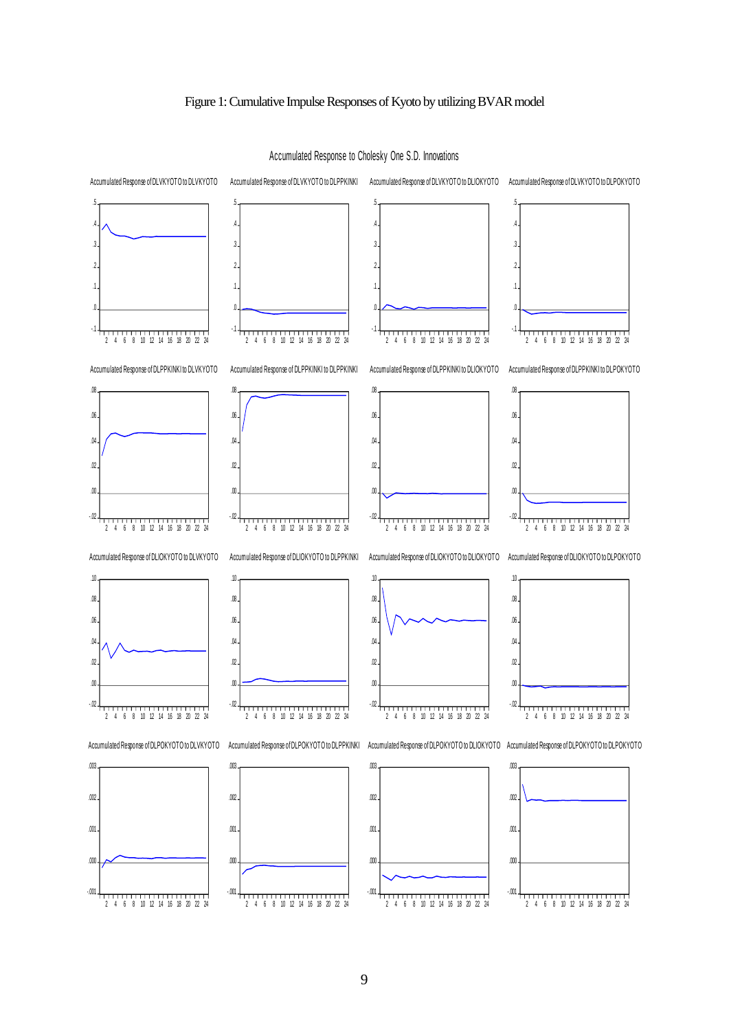Figure 1: Cumulative Impulse Responses of Kyoto by utilizing BVAR model

Accumulated Response to Cholesky One S.D. Innovations

Accumulated Response of DLVKYOTO to DLVKYOTO

Accumulated Response of DLVKYOTO to DLPPKINKI

Accumulated Response of DLVKYOTO to DLIOKYOTO

Accumulated Response of DLVKYOTO to DLPOKYOTO

Accumulated Response of DLPPKINKI to DLVKYOTO

Accumulated Response of DLPPKINKI to DLPPKINKI

Accumulated Response of DLPPKINKI to DLIOKYOTO

Accumulated Response of DLPPKINKI to DLPOKYOTO

Accumulated Response of DLIOKYOTO to DLVKYOTO

Accumulated Response of DLIOKYOTO to DLPPKINKI

Accumulated Response of DLIOKYOTO to DLIOKYOTO

Accumulated Response of DLIOKYOTO to DLPOKYOTO

Accumulated Response of DLPOKYOTO to DLVKYOTO

Accumulated Response of DLPOKYOTO to DLPPKINKI

Accumulated Response of DLPOKYOTO to DLIOKYOTO

Accumulated Response of DLPOKYOTO to DLPOKYOTO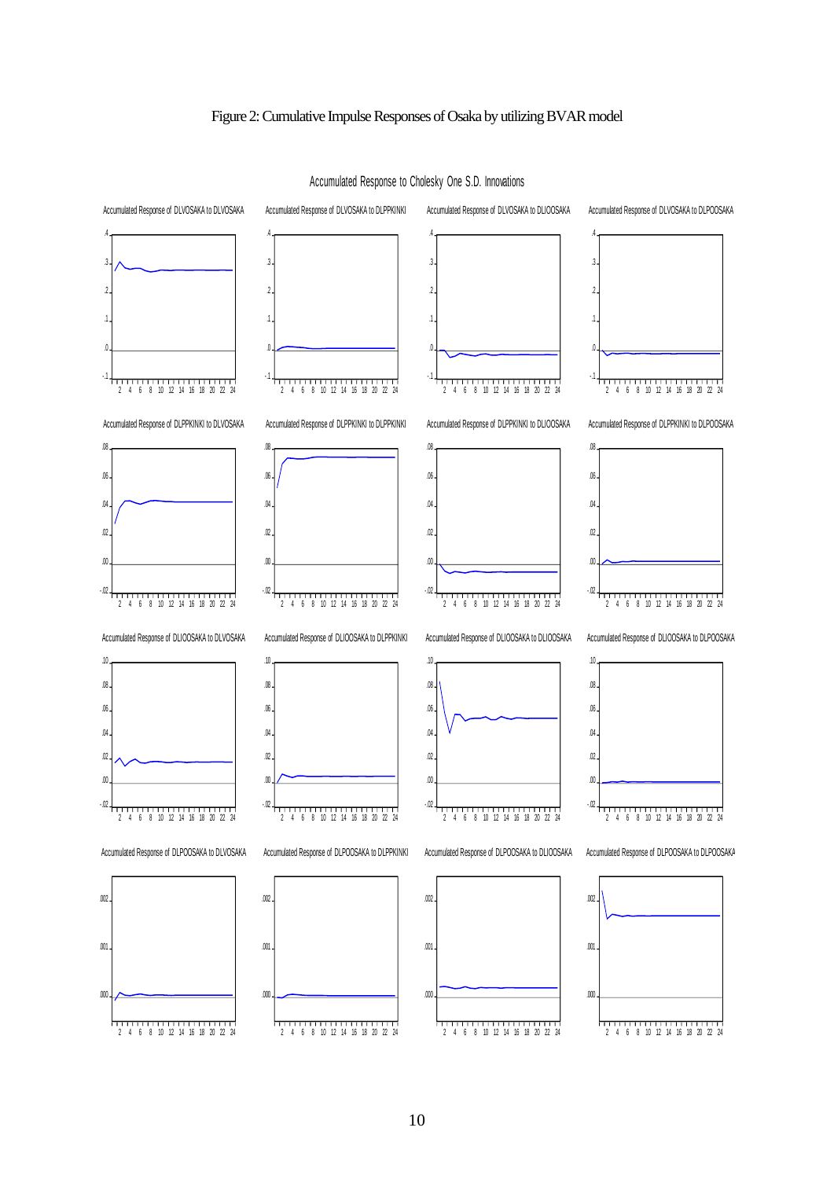Figure 2: Cumulative Impulse Responses of Osaka by utilizing BVAR model

Accumulated Response to Cholesky One S.D. Innovations

Accumulated Response of DLVOSAKA to DLVOSAKA

Accumulated Response of DLVOSAKA to DLPPKINKI

Accumulated Response of DLVOSAKA to DLIOOSAKA

Accumulated Response of DLVOSAKA to DLPOOSAKA

Accumulated Response of DLPPKINKI to DLVOSAKA

Accumulated Response of DLPPKINKI to DLPPKINKI

Accumulated Response of DLPPKINKI to DLIOOSAKA

Accumulated Response of DLPPKINKI to DLPOOSAKA

Accumulated Response of DLIOOSAKA to DLVOSAKA

Accumulated Response of DLIOOSAKA to DLPPKINKI

Accumulated Response of DLIOOSAKA to DLIOOSAKA

Accumulated Response of DLIOOSAKA to DLPOOSAKA

Accumulated Response of DLPOOSAKA to DLVOSAKA

Accumulated Response of DLPOOSAKA to DLPPKINKI

Accumulated Response of DLPOOSAKA to DLIOOSAKA

Accumulated Response of DLPOOSAKA to DLPOOSAKA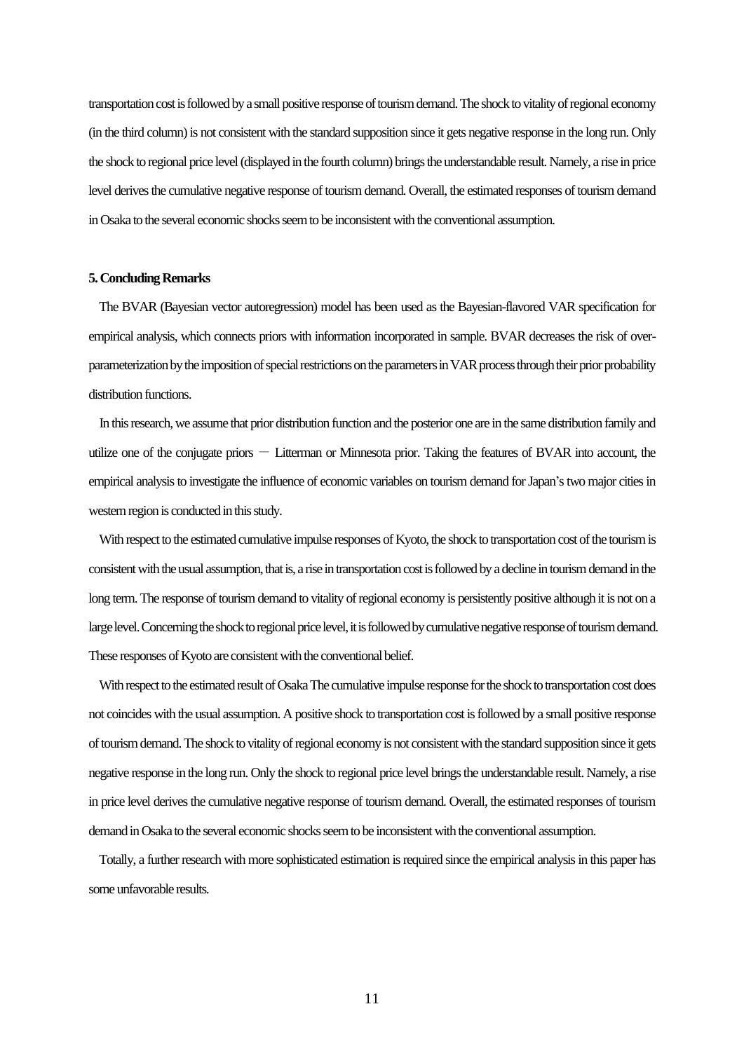transportation cost is followed by a small positive response of tourism demand. The shock to vitality of regional economy (in the third column) is not consistent with the standard supposition since it gets negative response in the long run. Only the shock to regional price level (displayed in the fourth column) brings the understandable result. Namely, a rise in price level derives the cumulative negative response of tourism demand. Overall, the estimated responses of tourism demand in Osaka to the several economic shocks seem to be inconsistent with the conventional assumption.

**5. Concluding Remarks**

The BVAR (Bayesian vector autoregression) model has been used as the Bayesian-flavored VAR specification for empirical analysis, which connects priors with information incorporated in sample. BVAR decreases the risk of over-parameterization by the imposition of special restrictions on the parameters in VAR process through their prior probability distribution functions.

In this research, we assume that prior distribution function and the posterior one are in the same distribution family and utilize one of the conjugate priors — Litterman or Minnesota prior. Taking the features of BVAR into account, the empirical analysis to investigate the influence of economic variables on tourism demand for Japan's two major cities in western region is conducted in this study.

With respect to the estimated cumulative impulse responses of Kyoto, the shock to transportation cost of the tourism is consistent with the usual assumption, that is, a rise in transportation cost is followed by a decline in tourism demand in the long term. The response of tourism demand to vitality of regional economy is persistently positive although it is not on a large level. Concerning the shock to regional price level, it is followed by cumulative negative response of tourism demand. These responses of Kyoto are consistent with the conventional belief.

With respect to the estimated result of Osaka The cumulative impulse response for the shock to transportation cost does not coincides with the usual assumption. A positive shock to transportation cost is followed by a small positive response of tourism demand. The shock to vitality of regional economy is not consistent with the standard supposition since it gets negative response in the long run. Only the shock to regional price level brings the understandable result. Namely, a rise in price level derives the cumulative negative response of tourism demand. Overall, the estimated responses of tourism demand in Osaka to the several economic shocks seem to be inconsistent with the conventional assumption.

Totally, a further research with more sophisticated estimation is required since the empirical analysis in this paper has some unfavorable results.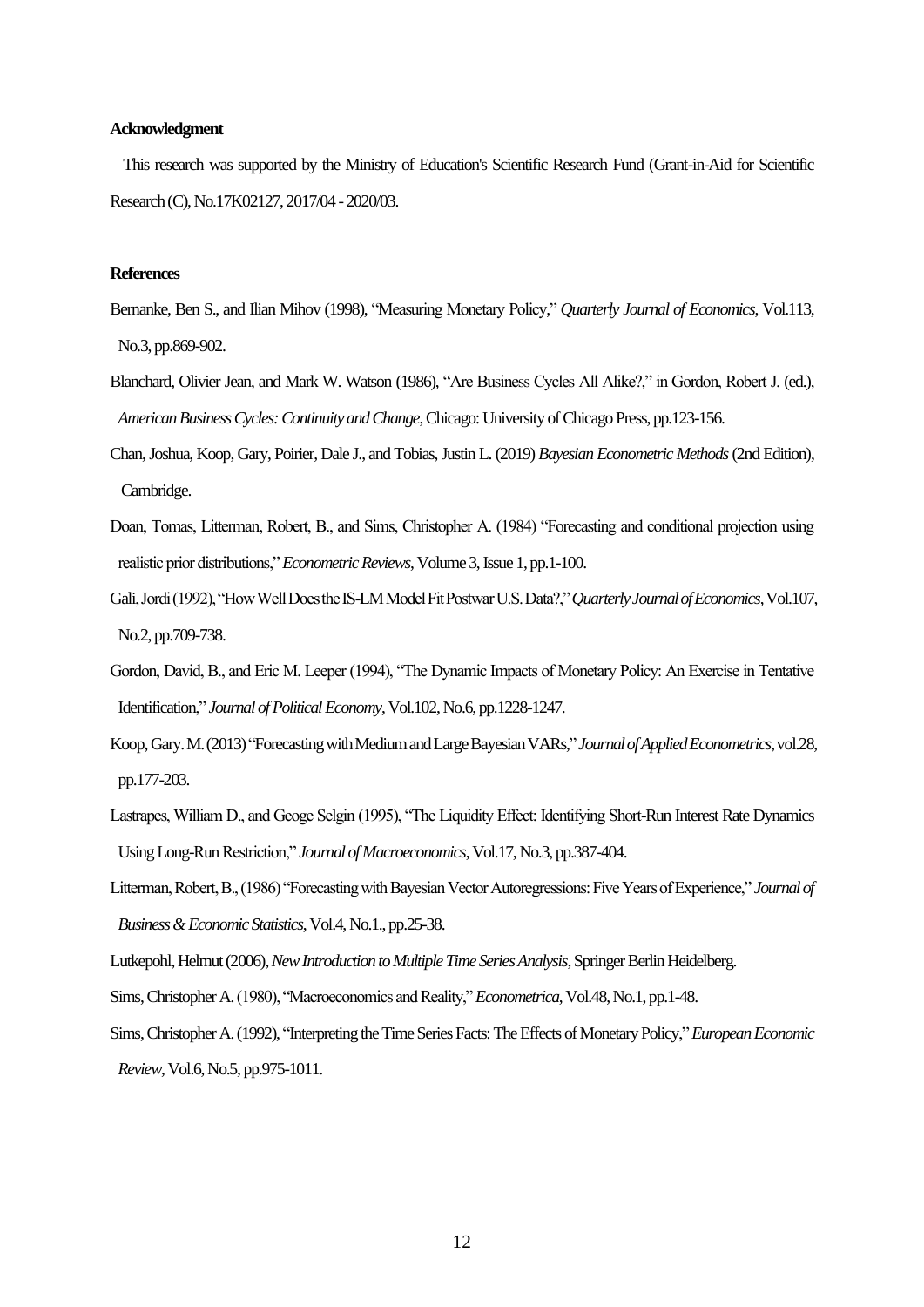**Acknowledgment**

This research was supported by the Ministry of Education's Scientific Research Fund (Grant-in-Aid for Scientific Research (C), No.17K02127, 2017/04 - 2020/03.

**References**

Bernanke, Ben S., and Ilian Mihov (1998), "Measuring Monetary Policy," *Quarterly Journal of Economics*, Vol.113, No.3, pp.869-902.

Blanchard, Olivier Jean, and Mark W. Watson (1986), "Are Business Cycles All Alike?," in Gordon, Robert J. (ed.), *American Business Cycles: Continuity and Change*, Chicago: University of Chicago Press, pp.123-156.

Chan, Joshua, Koop, Gary, Poirier, Dale J., and Tobias, Justin L. (2019) *Bayesian Econometric Methods* (2nd Edition), Cambridge.

Doan, Tomas, Litterman, Robert, B., and Sims, Christopher A. (1984) "Forecasting and conditional projection using realistic prior distributions," *Econometric Reviews*, Volume 3, Issue 1, pp.1-100.

Gali, Jordi (1992), "How Well Does the IS-LM Model Fit Postwar U.S. Data?," *Quarterly Journal of Economics*, Vol.107, No.2, pp.709-738.

Gordon, David, B., and Eric M. Leeper (1994), "The Dynamic Impacts of Monetary Policy: An Exercise in Tentative Identification," *Journal of Political Economy*, Vol.102, No.6, pp.1228-1247.

Koop, Gary. M. (2013) "Forecasting with Medium and Large Bayesian VARs," *Journal of Applied Econometrics*, vol.28, pp.177-203.

Lastrapes, William D., and Geoge Selgin (1995), "The Liquidity Effect: Identifying Short-Run Interest Rate Dynamics Using Long-Run Restriction," *Journal of Macroeconomics*, Vol.17, No.3, pp.387-404.

Litterman, Robert, B., (1986) "Forecasting with Bayesian Vector Autoregressions: Five Years of Experience," *Journal of Business & Economic Statistics*, Vol.4, No.1., pp.25-38.

Lutkepohl, Helmut (2006), *New Introduction to Multiple Time Series Analysis*, Springer Berlin Heidelberg.

Sims, Christopher A. (1980), "Macroeconomics and Reality," *Econometrica*, Vol.48, No.1, pp.1-48.

Sims, Christopher A. (1992), "Interpreting the Time Series Facts: The Effects of Monetary Policy," *European Economic Review*, Vol.6, No.5, pp.975-1011.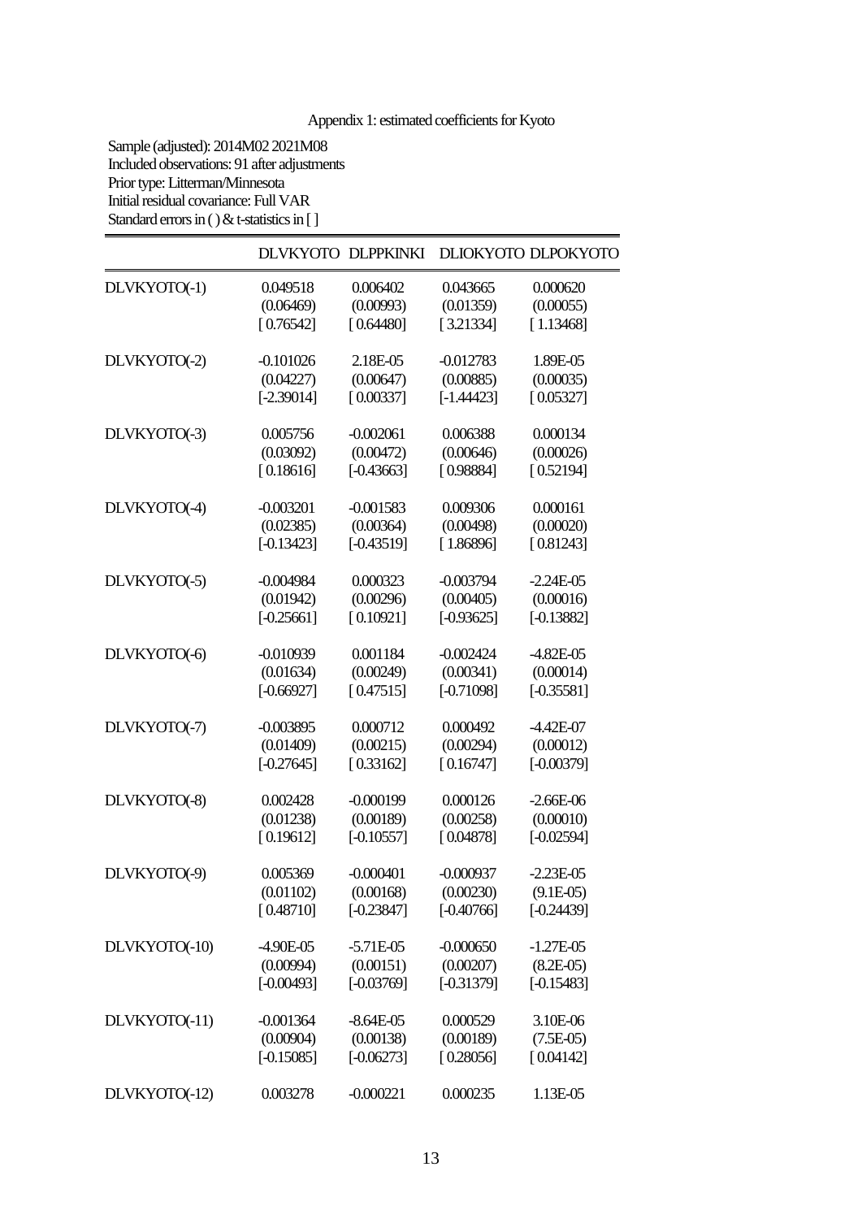Appendix 1: estimated coefficients for Kyoto

Sample (adjusted): 2014M02 2021M08
Included observations: 91 after adjustments
Prior type: Litterman/Minnesota
Initial residual covariance: Full VAR
Standard errors in ( ) & t-statistics in [ ]

| | DLVKYOTO | DLPPKINKI | DLIOKYOTO | DLPOKYOTO |
|---|---|---|---|---|
| DLVKYOTO(-1) | 0.049518 | 0.006402 | 0.043665 | 0.000620 |
| | (0.06469) | (0.00993) | (0.01359) | (0.00055) |
| | [ 0.76542] | [ 0.64480] | [ 3.21334] | [ 1.13468] |
| DLVKYOTO(-2) | -0.101026 | 2.18E-05 | -0.012783 | 1.89E-05 |
| | (0.04227) | (0.00647) | (0.00885) | (0.00035) |
| | [-2.39014] | [ 0.00337] | [-1.44423] | [ 0.05327] |
| DLVKYOTO(-3) | 0.005756 | -0.002061 | 0.006388 | 0.000134 |
| | (0.03092) | (0.00472) | (0.00646) | (0.00026) |
| | [ 0.18616] | [-0.43663] | [ 0.98884] | [ 0.52194] |
| DLVKYOTO(-4) | -0.003201 | -0.001583 | 0.009306 | 0.000161 |
| | (0.02385) | (0.00364) | (0.00498) | (0.00020) |
| | [-0.13423] | [-0.43519] | [ 1.86896] | [ 0.81243] |
| DLVKYOTO(-5) | -0.004984 | 0.000323 | -0.003794 | -2.24E-05 |
| | (0.01942) | (0.00296) | (0.00405) | (0.00016) |
| | [-0.25661] | [ 0.10921] | [-0.93625] | [-0.13882] |
| DLVKYOTO(-6) | -0.010939 | 0.001184 | -0.002424 | -4.82E-05 |
| | (0.01634) | (0.00249) | (0.00341) | (0.00014) |
| | [-0.66927] | [ 0.47515] | [-0.71098] | [-0.35581] |
| DLVKYOTO(-7) | -0.003895 | 0.000712 | 0.000492 | -4.42E-07 |
| | (0.01409) | (0.00215) | (0.00294) | (0.00012) |
| | [-0.27645] | [ 0.33162] | [ 0.16747] | [-0.00379] |
| DLVKYOTO(-8) | 0.002428 | -0.000199 | 0.000126 | -2.66E-06 |
| | (0.01238) | (0.00189) | (0.00258) | (0.00010) |
| | [ 0.19612] | [-0.10557] | [ 0.04878] | [-0.02594] |
| DLVKYOTO(-9) | 0.005369 | -0.000401 | -0.000937 | -2.23E-05 |
| | (0.01102) | (0.00168) | (0.00230) | (9.1E-05) |
| | [ 0.48710] | [-0.23847] | [-0.40766] | [-0.24439] |
| DLVKYOTO(-10) | -4.90E-05 | -5.71E-05 | -0.000650 | -1.27E-05 |
| | (0.00994) | (0.00151) | (0.00207) | (8.2E-05) |
| | [-0.00493] | [-0.03769] | [-0.31379] | [-0.15483] |
| DLVKYOTO(-11) | -0.001364 | -8.64E-05 | 0.000529 | 3.10E-06 |
| | (0.00904) | (0.00138) | (0.00189) | (7.5E-05) |
| | [-0.15085] | [-0.06273] | [ 0.28056] | [ 0.04142] |
| DLVKYOTO(-12) | 0.003278 | -0.000221 | 0.000235 | 1.13E-05 |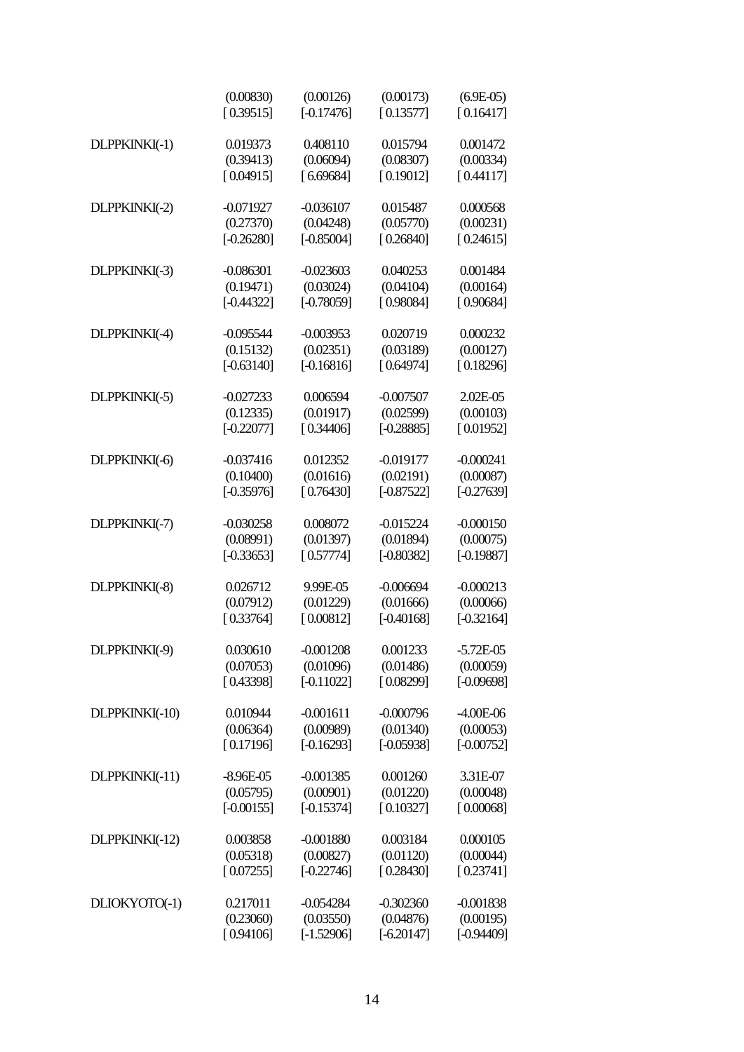| | | | | |
|---|---|---|---|---|
| | (0.00830) | (0.00126) | (0.00173) | (6.9E-05) |
| | [ 0.39515] | [-0.17476] | [ 0.13577] | [ 0.16417] |
| DLPPKINKI(-1) | 0.019373 | 0.408110 | 0.015794 | 0.001472 |
| | (0.39413) | (0.06094) | (0.08307) | (0.00334) |
| | [ 0.04915] | [ 6.69684] | [ 0.19012] | [ 0.44117] |
| DLPPKINKI(-2) | -0.071927 | -0.036107 | 0.015487 | 0.000568 |
| | (0.27370) | (0.04248) | (0.05770) | (0.00231) |
| | [-0.26280] | [-0.85004] | [ 0.26840] | [ 0.24615] |
| DLPPKINKI(-3) | -0.086301 | -0.023603 | 0.040253 | 0.001484 |
| | (0.19471) | (0.03024) | (0.04104) | (0.00164) |
| | [-0.44322] | [-0.78059] | [ 0.98084] | [ 0.90684] |
| DLPPKINKI(-4) | -0.095544 | -0.003953 | 0.020719 | 0.000232 |
| | (0.15132) | (0.02351) | (0.03189) | (0.00127) |
| | [-0.63140] | [-0.16816] | [ 0.64974] | [ 0.18296] |
| DLPPKINKI(-5) | -0.027233 | 0.006594 | -0.007507 | 2.02E-05 |
| | (0.12335) | (0.01917) | (0.02599) | (0.00103) |
| | [-0.22077] | [ 0.34406] | [-0.28885] | [ 0.01952] |
| DLPPKINKI(-6) | -0.037416 | 0.012352 | -0.019177 | -0.000241 |
| | (0.10400) | (0.01616) | (0.02191) | (0.00087) |
| | [-0.35976] | [ 0.76430] | [-0.87522] | [-0.27639] |
| DLPPKINKI(-7) | -0.030258 | 0.008072 | -0.015224 | -0.000150 |
| | (0.08991) | (0.01397) | (0.01894) | (0.00075) |
| | [-0.33653] | [ 0.57774] | [-0.80382] | [-0.19887] |
| DLPPKINKI(-8) | 0.026712 | 9.99E-05 | -0.006694 | -0.000213 |
| | (0.07912) | (0.01229) | (0.01666) | (0.00066) |
| | [ 0.33764] | [ 0.00812] | [-0.40168] | [-0.32164] |
| DLPPKINKI(-9) | 0.030610 | -0.001208 | 0.001233 | -5.72E-05 |
| | (0.07053) | (0.01096) | (0.01486) | (0.00059) |
| | [ 0.43398] | [-0.11022] | [ 0.08299] | [-0.09698] |
| DLPPKINKI(-10) | 0.010944 | -0.001611 | -0.000796 | -4.00E-06 |
| | (0.06364) | (0.00989) | (0.01340) | (0.00053) |
| | [ 0.17196] | [-0.16293] | [-0.05938] | [-0.00752] |
| DLPPKINKI(-11) | -8.96E-05 | -0.001385 | 0.001260 | 3.31E-07 |
| | (0.05795) | (0.00901) | (0.01220) | (0.00048) |
| | [-0.00155] | [-0.15374] | [ 0.10327] | [ 0.00068] |
| DLPPKINKI(-12) | 0.003858 | -0.001880 | 0.003184 | 0.000105 |
| | (0.05318) | (0.00827) | (0.01120) | (0.00044) |
| | [ 0.07255] | [-0.22746] | [ 0.28430] | [ 0.23741] |
| DLIOKYOTO(-1) | 0.217011 | -0.054284 | -0.302360 | -0.001838 |
| | (0.23060) | (0.03550) | (0.04876) | (0.00195) |
| | [ 0.94106] | [-1.52906] | [-6.20147] | [-0.94409] |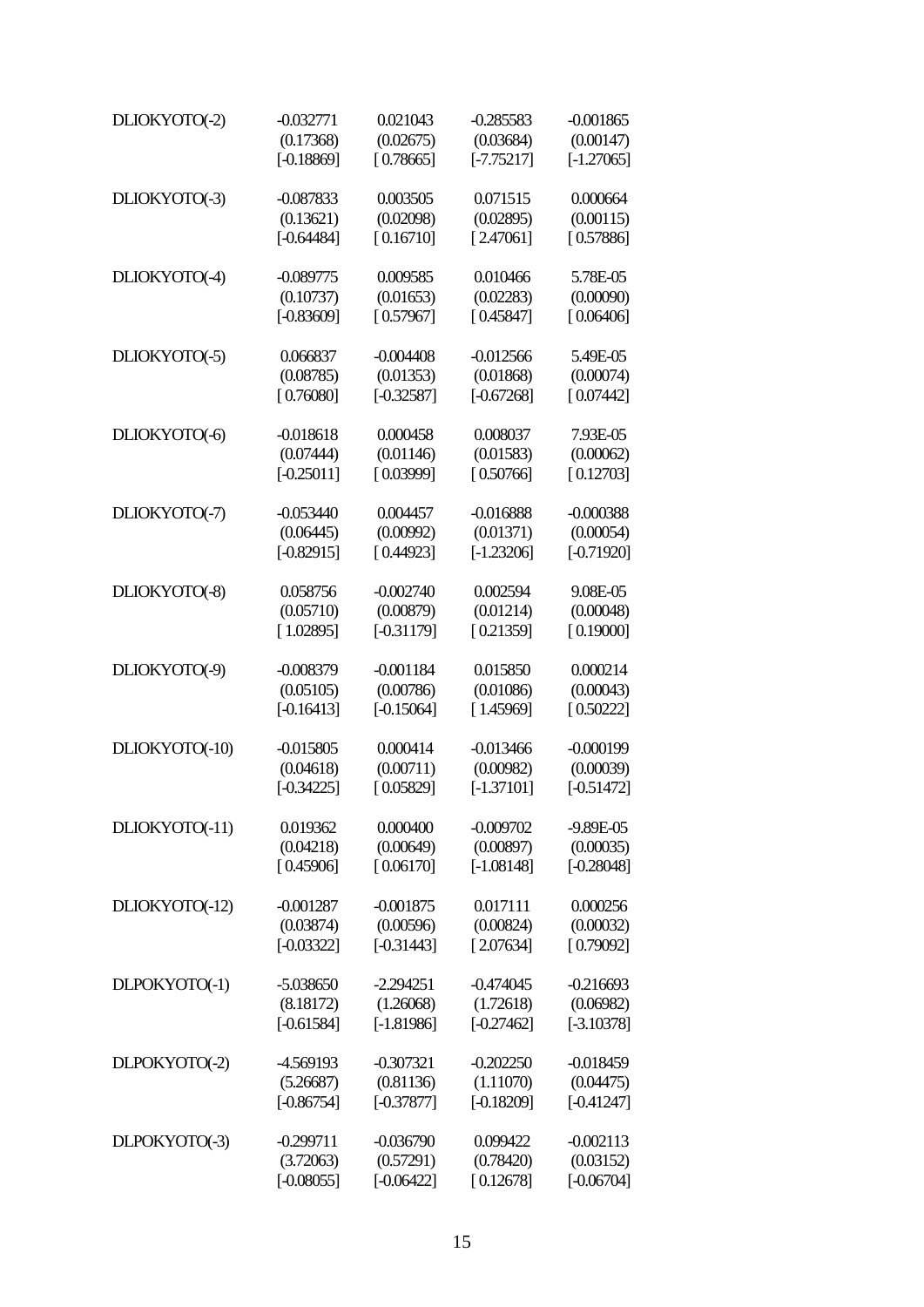| | | | | |
|---|---|---|---|---|
| DLIOKYOTO(-2) | -0.032771 | 0.021043 | -0.285583 | -0.001865 |
| | (0.17368) | (0.02675) | (0.03684) | (0.00147) |
| | [-0.18869] | [ 0.78665] | [-7.75217] | [-1.27065] |
| DLIOKYOTO(-3) | -0.087833 | 0.003505 | 0.071515 | 0.000664 |
| | (0.13621) | (0.02098) | (0.02895) | (0.00115) |
| | [-0.64484] | [ 0.16710] | [ 2.47061] | [ 0.57886] |
| DLIOKYOTO(-4) | -0.089775 | 0.009585 | 0.010466 | 5.78E-05 |
| | (0.10737) | (0.01653) | (0.02283) | (0.00090) |
| | [-0.83609] | [ 0.57967] | [ 0.45847] | [ 0.06406] |
| DLIOKYOTO(-5) | 0.066837 | -0.004408 | -0.012566 | 5.49E-05 |
| | (0.08785) | (0.01353) | (0.01868) | (0.00074) |
| | [ 0.76080] | [-0.32587] | [-0.67268] | [ 0.07442] |
| DLIOKYOTO(-6) | -0.018618 | 0.000458 | 0.008037 | 7.93E-05 |
| | (0.07444) | (0.01146) | (0.01583) | (0.00062) |
| | [-0.25011] | [ 0.03999] | [ 0.50766] | [ 0.12703] |
| DLIOKYOTO(-7) | -0.053440 | 0.004457 | -0.016888 | -0.000388 |
| | (0.06445) | (0.00992) | (0.01371) | (0.00054) |
| | [-0.82915] | [ 0.44923] | [-1.23206] | [-0.71920] |
| DLIOKYOTO(-8) | 0.058756 | -0.002740 | 0.002594 | 9.08E-05 |
| | (0.05710) | (0.00879) | (0.01214) | (0.00048) |
| | [ 1.02895] | [-0.31179] | [ 0.21359] | [ 0.19000] |
| DLIOKYOTO(-9) | -0.008379 | -0.001184 | 0.015850 | 0.000214 |
| | (0.05105) | (0.00786) | (0.01086) | (0.00043) |
| | [-0.16413] | [-0.15064] | [ 1.45969] | [ 0.50222] |
| DLIOKYOTO(-10) | -0.015805 | 0.000414 | -0.013466 | -0.000199 |
| | (0.04618) | (0.00711) | (0.00982) | (0.00039) |
| | [-0.34225] | [ 0.05829] | [-1.37101] | [-0.51472] |
| DLIOKYOTO(-11) | 0.019362 | 0.000400 | -0.009702 | -9.89E-05 |
| | (0.04218) | (0.00649) | (0.00897) | (0.00035) |
| | [ 0.45906] | [ 0.06170] | [-1.08148] | [-0.28048] |
| DLIOKYOTO(-12) | -0.001287 | -0.001875 | 0.017111 | 0.000256 |
| | (0.03874) | (0.00596) | (0.00824) | (0.00032) |
| | [-0.03322] | [-0.31443] | [ 2.07634] | [ 0.79092] |
| DLPOKYOTO(-1) | -5.038650 | -2.294251 | -0.474045 | -0.216693 |
| | (8.18172) | (1.26068) | (1.72618) | (0.06982) |
| | [-0.61584] | [-1.81986] | [-0.27462] | [-3.10378] |
| DLPOKYOTO(-2) | -4.569193 | -0.307321 | -0.202250 | -0.018459 |
| | (5.26687) | (0.81136) | (1.11070) | (0.04475) |
| | [-0.86754] | [-0.37877] | [-0.18209] | [-0.41247] |
| DLPOKYOTO(-3) | -0.299711 | -0.036790 | 0.099422 | -0.002113 |
| | (3.72063) | (0.57291) | (0.78420) | (0.03152) |
| | [-0.08055] | [-0.06422] | [ 0.12678] | [-0.06704] |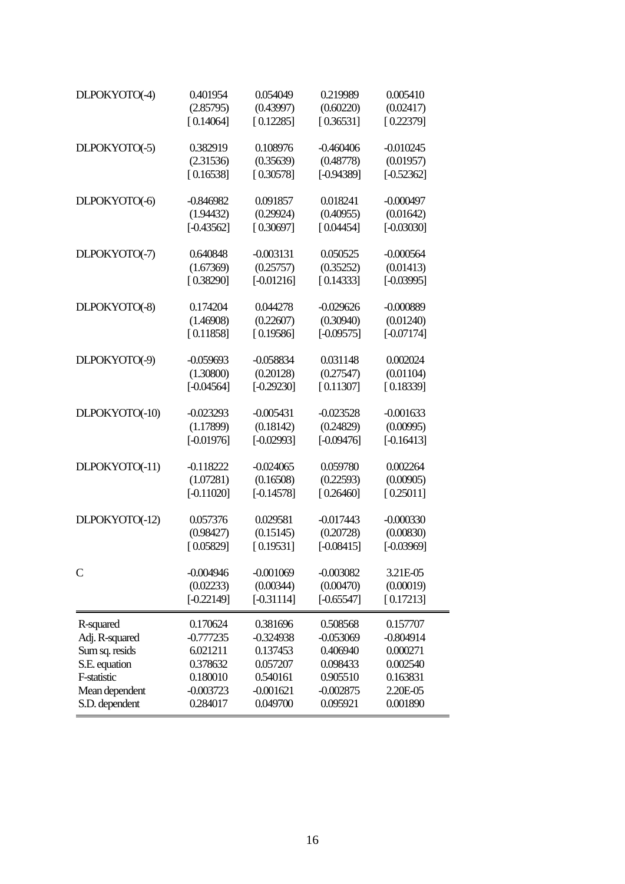| | | | | |
|---|---|---|---|---|
| DLPOKYOTO(-4) | 0.401954 | 0.054049 | 0.219989 | 0.005410 |
| | (2.85795) | (0.43997) | (0.60220) | (0.02417) |
| | [ 0.14064] | [ 0.12285] | [ 0.36531] | [ 0.22379] |
| DLPOKYOTO(-5) | 0.382919 | 0.108976 | -0.460406 | -0.010245 |
| | (2.31536) | (0.35639) | (0.48778) | (0.01957) |
| | [ 0.16538] | [ 0.30578] | [-0.94389] | [-0.52362] |
| DLPOKYOTO(-6) | -0.846982 | 0.091857 | 0.018241 | -0.000497 |
| | (1.94432) | (0.29924) | (0.40955) | (0.01642) |
| | [-0.43562] | [ 0.30697] | [ 0.04454] | [-0.03030] |
| DLPOKYOTO(-7) | 0.640848 | -0.003131 | 0.050525 | -0.000564 |
| | (1.67369) | (0.25757) | (0.35252) | (0.01413) |
| | [ 0.38290] | [-0.01216] | [ 0.14333] | [-0.03995] |
| DLPOKYOTO(-8) | 0.174204 | 0.044278 | -0.029626 | -0.000889 |
| | (1.46908) | (0.22607) | (0.30940) | (0.01240) |
| | [ 0.11858] | [ 0.19586] | [-0.09575] | [-0.07174] |
| DLPOKYOTO(-9) | -0.059693 | -0.058834 | 0.031148 | 0.002024 |
| | (1.30800) | (0.20128) | (0.27547) | (0.01104) |
| | [-0.04564] | [-0.29230] | [ 0.11307] | [ 0.18339] |
| DLPOKYOTO(-10) | -0.023293 | -0.005431 | -0.023528 | -0.001633 |
| | (1.17899) | (0.18142) | (0.24829) | (0.00995) |
| | [-0.01976] | [-0.02993] | [-0.09476] | [-0.16413] |
| DLPOKYOTO(-11) | -0.118222 | -0.024065 | 0.059780 | 0.002264 |
| | (1.07281) | (0.16508) | (0.22593) | (0.00905) |
| | [-0.11020] | [-0.14578] | [ 0.26460] | [ 0.25011] |
| DLPOKYOTO(-12) | 0.057376 | 0.029581 | -0.017443 | -0.000330 |
| | (0.98427) | (0.15145) | (0.20728) | (0.00830) |
| | [ 0.05829] | [ 0.19531] | [-0.08415] | [-0.03969] |
| C | -0.004946 | -0.001069 | -0.003082 | 3.21E-05 |
| | (0.02233) | (0.00344) | (0.00470) | (0.00019) |
| | [-0.22149] | [-0.31114] | [-0.65547] | [ 0.17213] |
| R-squared | 0.170624 | 0.381696 | 0.508568 | 0.157707 |
| Adj. R-squared | -0.777235 | -0.324938 | -0.053069 | -0.804914 |
| Sum sq. resids | 6.021211 | 0.137453 | 0.406940 | 0.000271 |
| S.E. equation | 0.378632 | 0.057207 | 0.098433 | 0.002540 |
| F-statistic | 0.180010 | 0.540161 | 0.905510 | 0.163831 |
| Mean dependent | -0.003723 | -0.001621 | -0.002875 | 2.20E-05 |
| S.D. dependent | 0.284017 | 0.049700 | 0.095921 | 0.001890 |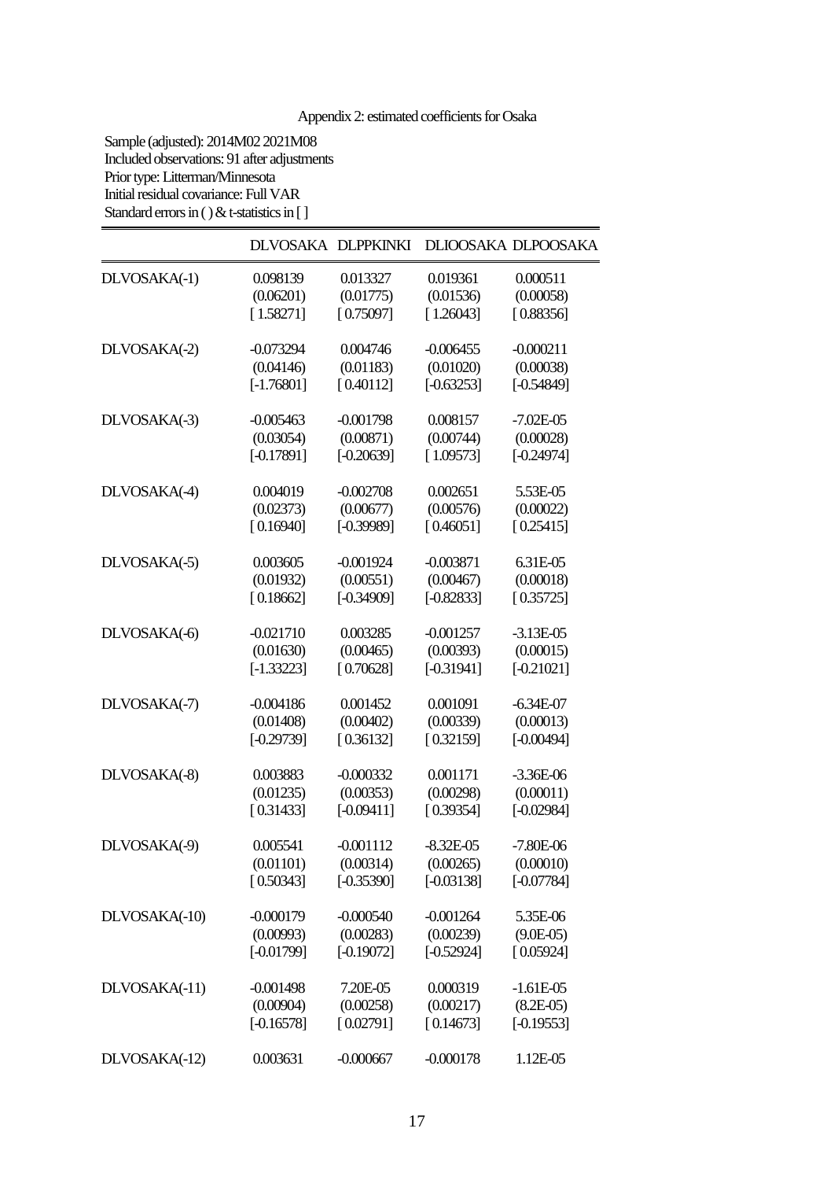Appendix 2: estimated coefficients for Osaka

Sample (adjusted): 2014M02 2021M08
Included observations: 91 after adjustments
Prior type: Litterman/Minnesota
Initial residual covariance: Full VAR
Standard errors in ( ) & t-statistics in [ ]

| | DLVOSAKA | DLPPKINKI | DLIOOSAKA | DLPOOSAKA |
|---|---|---|---|---|
| DLVOSAKA(-1) | 0.098139 | 0.013327 | 0.019361 | 0.000511 |
| | (0.06201) | (0.01775) | (0.01536) | (0.00058) |
| | [ 1.58271] | [ 0.75097] | [ 1.26043] | [ 0.88356] |
| DLVOSAKA(-2) | -0.073294 | 0.004746 | -0.006455 | -0.000211 |
| | (0.04146) | (0.01183) | (0.01020) | (0.00038) |
| | [-1.76801] | [ 0.40112] | [-0.63253] | [-0.54849] |
| DLVOSAKA(-3) | -0.005463 | -0.001798 | 0.008157 | -7.02E-05 |
| | (0.03054) | (0.00871) | (0.00744) | (0.00028) |
| | [-0.17891] | [-0.20639] | [ 1.09573] | [-0.24974] |
| DLVOSAKA(-4) | 0.004019 | -0.002708 | 0.002651 | 5.53E-05 |
| | (0.02373) | (0.00677) | (0.00576) | (0.00022) |
| | [ 0.16940] | [-0.39989] | [ 0.46051] | [ 0.25415] |
| DLVOSAKA(-5) | 0.003605 | -0.001924 | -0.003871 | 6.31E-05 |
| | (0.01932) | (0.00551) | (0.00467) | (0.00018) |
| | [ 0.18662] | [-0.34909] | [-0.82833] | [ 0.35725] |
| DLVOSAKA(-6) | -0.021710 | 0.003285 | -0.001257 | -3.13E-05 |
| | (0.01630) | (0.00465) | (0.00393) | (0.00015) |
| | [-1.33223] | [ 0.70628] | [-0.31941] | [-0.21021] |
| DLVOSAKA(-7) | -0.004186 | 0.001452 | 0.001091 | -6.34E-07 |
| | (0.01408) | (0.00402) | (0.00339) | (0.00013) |
| | [-0.29739] | [ 0.36132] | [ 0.32159] | [-0.00494] |
| DLVOSAKA(-8) | 0.003883 | -0.000332 | 0.001171 | -3.36E-06 |
| | (0.01235) | (0.00353) | (0.00298) | (0.00011) |
| | [ 0.31433] | [-0.09411] | [ 0.39354] | [-0.02984] |
| DLVOSAKA(-9) | 0.005541 | -0.001112 | -8.32E-05 | -7.80E-06 |
| | (0.01101) | (0.00314) | (0.00265) | (0.00010) |
| | [ 0.50343] | [-0.35390] | [-0.03138] | [-0.07784] |
| DLVOSAKA(-10) | -0.000179 | -0.000540 | -0.001264 | 5.35E-06 |
| | (0.00993) | (0.00283) | (0.00239) | (9.0E-05) |
| | [-0.01799] | [-0.19072] | [-0.52924] | [ 0.05924] |
| DLVOSAKA(-11) | -0.001498 | 7.20E-05 | 0.000319 | -1.61E-05 |
| | (0.00904) | (0.00258) | (0.00217) | (8.2E-05) |
| | [-0.16578] | [ 0.02791] | [ 0.14673] | [-0.19553] |
| DLVOSAKA(-12) | 0.003631 | -0.000667 | -0.000178 | 1.12E-05 |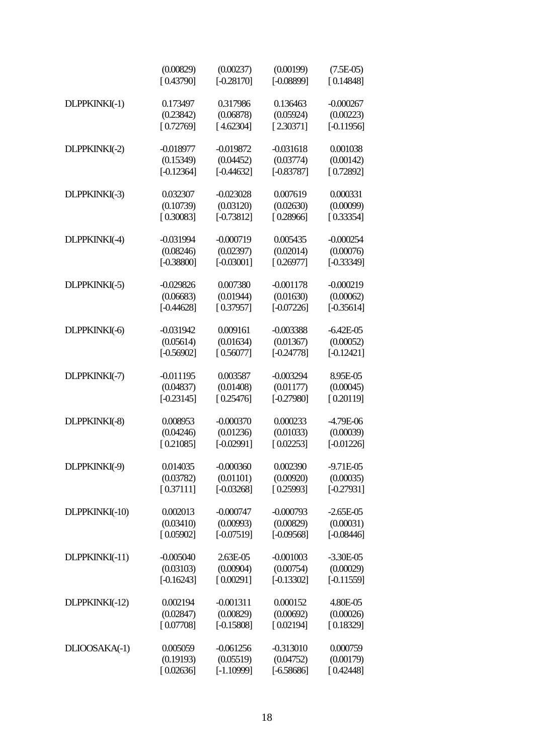| | | | | |
|---|---|---|---|---|
| | (0.00829) | (0.00237) | (0.00199) | (7.5E-05) |
| | [ 0.43790] | [-0.28170] | [-0.08899] | [ 0.14848] |
| DLPPKINKI(-1) | 0.173497 | 0.317986 | 0.136463 | -0.000267 |
| | (0.23842) | (0.06878) | (0.05924) | (0.00223) |
| | [ 0.72769] | [ 4.62304] | [ 2.30371] | [-0.11956] |
| DLPPKINKI(-2) | -0.018977 | -0.019872 | -0.031618 | 0.001038 |
| | (0.15349) | (0.04452) | (0.03774) | (0.00142) |
| | [-0.12364] | [-0.44632] | [-0.83787] | [ 0.72892] |
| DLPPKINKI(-3) | 0.032307 | -0.023028 | 0.007619 | 0.000331 |
| | (0.10739) | (0.03120) | (0.02630) | (0.00099) |
| | [ 0.30083] | [-0.73812] | [ 0.28966] | [ 0.33354] |
| DLPPKINKI(-4) | -0.031994 | -0.000719 | 0.005435 | -0.000254 |
| | (0.08246) | (0.02397) | (0.02014) | (0.00076) |
| | [-0.38800] | [-0.03001] | [ 0.26977] | [-0.33349] |
| DLPPKINKI(-5) | -0.029826 | 0.007380 | -0.001178 | -0.000219 |
| | (0.06683) | (0.01944) | (0.01630) | (0.00062) |
| | [-0.44628] | [ 0.37957] | [-0.07226] | [-0.35614] |
| DLPPKINKI(-6) | -0.031942 | 0.009161 | -0.003388 | -6.42E-05 |
| | (0.05614) | (0.01634) | (0.01367) | (0.00052) |
| | [-0.56902] | [ 0.56077] | [-0.24778] | [-0.12421] |
| DLPPKINKI(-7) | -0.011195 | 0.003587 | -0.003294 | 8.95E-05 |
| | (0.04837) | (0.01408) | (0.01177) | (0.00045) |
| | [-0.23145] | [ 0.25476] | [-0.27980] | [ 0.20119] |
| DLPPKINKI(-8) | 0.008953 | -0.000370 | 0.000233 | -4.79E-06 |
| | (0.04246) | (0.01236) | (0.01033) | (0.00039) |
| | [ 0.21085] | [-0.02991] | [ 0.02253] | [-0.01226] |
| DLPPKINKI(-9) | 0.014035 | -0.000360 | 0.002390 | -9.71E-05 |
| | (0.03782) | (0.01101) | (0.00920) | (0.00035) |
| | [ 0.37111] | [-0.03268] | [ 0.25993] | [-0.27931] |
| DLPPKINKI(-10) | 0.002013 | -0.000747 | -0.000793 | -2.65E-05 |
| | (0.03410) | (0.00993) | (0.00829) | (0.00031) |
| | [ 0.05902] | [-0.07519] | [-0.09568] | [-0.08446] |
| DLPPKINKI(-11) | -0.005040 | 2.63E-05 | -0.001003 | -3.30E-05 |
| | (0.03103) | (0.00904) | (0.00754) | (0.00029) |
| | [-0.16243] | [ 0.00291] | [-0.13302] | [-0.11559] |
| DLPPKINKI(-12) | 0.002194 | -0.001311 | 0.000152 | 4.80E-05 |
| | (0.02847) | (0.00829) | (0.00692) | (0.00026) |
| | [ 0.07708] | [-0.15808] | [ 0.02194] | [ 0.18329] |
| DLIOOSAKA(-1) | 0.005059 | -0.061256 | -0.313010 | 0.000759 |
| | (0.19193) | (0.05519) | (0.04752) | (0.00179) |
| | [ 0.02636] | [-1.10999] | [-6.58686] | [ 0.42448] |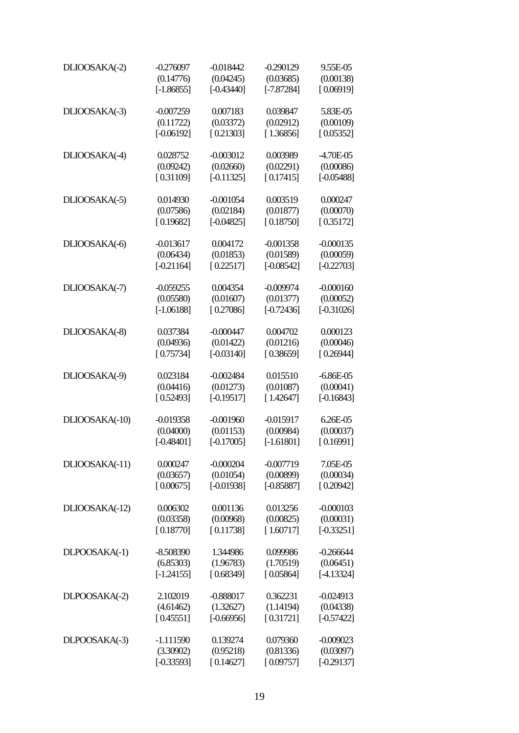| | | | | |
|---|---|---|---|---|
| DLIOOSAKA(-2) | -0.276097 | -0.018442 | -0.290129 | 9.55E-05 |
| | (0.14776) | (0.04245) | (0.03685) | (0.00138) |
| | [-1.86855] | [-0.43440] | [-7.87284] | [ 0.06919] |
| DLIOOSAKA(-3) | -0.007259 | 0.007183 | 0.039847 | 5.83E-05 |
| | (0.11722) | (0.03372) | (0.02912) | (0.00109) |
| | [-0.06192] | [ 0.21303] | [ 1.36856] | [ 0.05352] |
| DLIOOSAKA(-4) | 0.028752 | -0.003012 | 0.003989 | -4.70E-05 |
| | (0.09242) | (0.02660) | (0.02291) | (0.00086) |
| | [ 0.31109] | [-0.11325] | [ 0.17415] | [-0.05488] |
| DLIOOSAKA(-5) | 0.014930 | -0.001054 | 0.003519 | 0.000247 |
| | (0.07586) | (0.02184) | (0.01877) | (0.00070) |
| | [ 0.19682] | [-0.04825] | [ 0.18750] | [ 0.35172] |
| DLIOOSAKA(-6) | -0.013617 | 0.004172 | -0.001358 | -0.000135 |
| | (0.06434) | (0.01853) | (0.01589) | (0.00059) |
| | [-0.21164] | [ 0.22517] | [-0.08542] | [-0.22703] |
| DLIOOSAKA(-7) | -0.059255 | 0.004354 | -0.009974 | -0.000160 |
| | (0.05580) | (0.01607) | (0.01377) | (0.00052) |
| | [-1.06188] | [ 0.27086] | [-0.72436] | [-0.31026] |
| DLIOOSAKA(-8) | 0.037384 | -0.000447 | 0.004702 | 0.000123 |
| | (0.04936) | (0.01422) | (0.01216) | (0.00046) |
| | [ 0.75734] | [-0.03140] | [ 0.38659] | [ 0.26944] |
| DLIOOSAKA(-9) | 0.023184 | -0.002484 | 0.015510 | -6.86E-05 |
| | (0.04416) | (0.01273) | (0.01087) | (0.00041) |
| | [ 0.52493] | [-0.19517] | [ 1.42647] | [-0.16843] |
| DLIOOSAKA(-10) | -0.019358 | -0.001960 | -0.015917 | 6.26E-05 |
| | (0.04000) | (0.01153) | (0.00984) | (0.00037) |
| | [-0.48401] | [-0.17005] | [-1.61801] | [ 0.16991] |
| DLIOOSAKA(-11) | 0.000247 | -0.000204 | -0.007719 | 7.05E-05 |
| | (0.03657) | (0.01054) | (0.00899) | (0.00034) |
| | [ 0.00675] | [-0.01938] | [-0.85887] | [ 0.20942] |
| DLIOOSAKA(-12) | 0.006302 | 0.001136 | 0.013256 | -0.000103 |
| | (0.03358) | (0.00968) | (0.00825) | (0.00031) |
| | [ 0.18770] | [ 0.11738] | [ 1.60717] | [-0.33251] |
| DLPOOSAKA(-1) | -8.508390 | 1.344986 | 0.099986 | -0.266644 |
| | (6.85303) | (1.96783) | (1.70519) | (0.06451) |
| | [-1.24155] | [ 0.68349] | [ 0.05864] | [-4.13324] |
| DLPOOSAKA(-2) | 2.102019 | -0.888017 | 0.362231 | -0.024913 |
| | (4.61462) | (1.32627) | (1.14194) | (0.04338) |
| | [ 0.45551] | [-0.66956] | [ 0.31721] | [-0.57422] |
| DLPOOSAKA(-3) | -1.111590 | 0.139274 | 0.079360 | -0.009023 |
| | (3.30902) | (0.95218) | (0.81336) | (0.03097) |
| | [-0.33593] | [ 0.14627] | [ 0.09757] | [-0.29137] |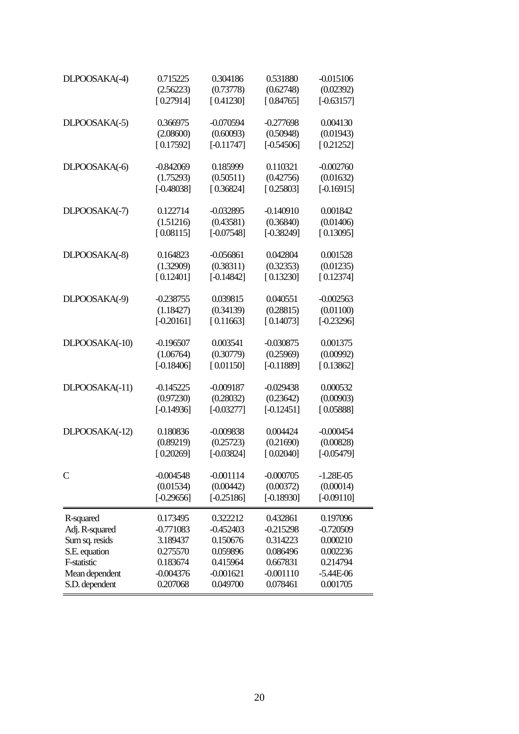| | | | | |
|---|---|---|---|---|
| DLPOOSAKA(-4) | 0.715225 | 0.304186 | 0.531880 | -0.015106 |
| | (2.56223) | (0.73778) | (0.62748) | (0.02392) |
| | [ 0.27914] | [ 0.41230] | [ 0.84765] | [-0.63157] |
| DLPOOSAKA(-5) | 0.366975 | -0.070594 | -0.277698 | 0.004130 |
| | (2.08600) | (0.60093) | (0.50948) | (0.01943) |
| | [ 0.17592] | [-0.11747] | [-0.54506] | [ 0.21252] |
| DLPOOSAKA(-6) | -0.842069 | 0.185999 | 0.110321 | -0.002760 |
| | (1.75293) | (0.50511) | (0.42756) | (0.01632) |
| | [-0.48038] | [ 0.36824] | [ 0.25803] | [-0.16915] |
| DLPOOSAKA(-7) | 0.122714 | -0.032895 | -0.140910 | 0.001842 |
| | (1.51216) | (0.43581) | (0.36840) | (0.01406) |
| | [ 0.08115] | [-0.07548] | [-0.38249] | [ 0.13095] |
| DLPOOSAKA(-8) | 0.164823 | -0.056861 | 0.042804 | 0.001528 |
| | (1.32909) | (0.38311) | (0.32353) | (0.01235) |
| | [ 0.12401] | [-0.14842] | [ 0.13230] | [ 0.12374] |
| DLPOOSAKA(-9) | -0.238755 | 0.039815 | 0.040551 | -0.002563 |
| | (1.18427) | (0.34139) | (0.28815) | (0.01100) |
| | [-0.20161] | [ 0.11663] | [ 0.14073] | [-0.23296] |
| DLPOOSAKA(-10) | -0.196507 | 0.003541 | -0.030875 | 0.001375 |
| | (1.06764) | (0.30779) | (0.25969) | (0.00992) |
| | [-0.18406] | [ 0.01150] | [-0.11889] | [ 0.13862] |
| DLPOOSAKA(-11) | -0.145225 | -0.009187 | -0.029438 | 0.000532 |
| | (0.97230) | (0.28032) | (0.23642) | (0.00903) |
| | [-0.14936] | [-0.03277] | [-0.12451] | [ 0.05888] |
| DLPOOSAKA(-12) | 0.180836 | -0.009838 | 0.004424 | -0.000454 |
| | (0.89219) | (0.25723) | (0.21690) | (0.00828) |
| | [ 0.20269] | [-0.03824] | [ 0.02040] | [-0.05479] |
| C | -0.004548 | -0.001114 | -0.000705 | -1.28E-05 |
| | (0.01534) | (0.00442) | (0.00372) | (0.00014) |
| | [-0.29656] | [-0.25186] | [-0.18930] | [-0.09110] |
| R-squared | 0.173495 | 0.322212 | 0.432861 | 0.197096 |
| Adj. R-squared | -0.771083 | -0.452403 | -0.215298 | -0.720509 |
| Sum sq. resids | 3.189437 | 0.150676 | 0.314223 | 0.000210 |
| S.E. equation | 0.275570 | 0.059896 | 0.086496 | 0.002236 |
| F-statistic | 0.183674 | 0.415964 | 0.667831 | 0.214794 |
| Mean dependent | -0.004376 | -0.001621 | -0.001110 | -5.44E-06 |
| S.D. dependent | 0.207068 | 0.049700 | 0.078461 | 0.001705 |